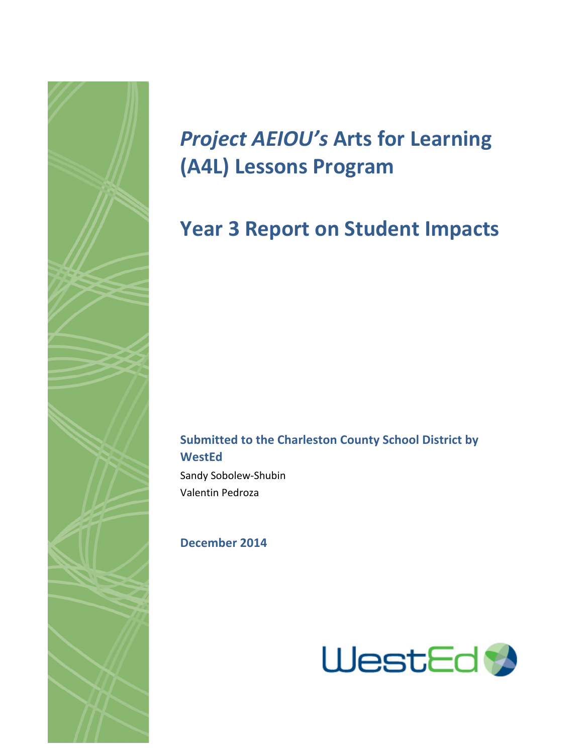# *Project AEIOU's* Arts for Learning (A4L) Lessons Program

# Year 3 Report on Student Impacts

**Submitted to the Charleston County School District by WestEd**

Sandy Sobolew-Shubin
Valentin Pedroza

**December 2014**

WestEd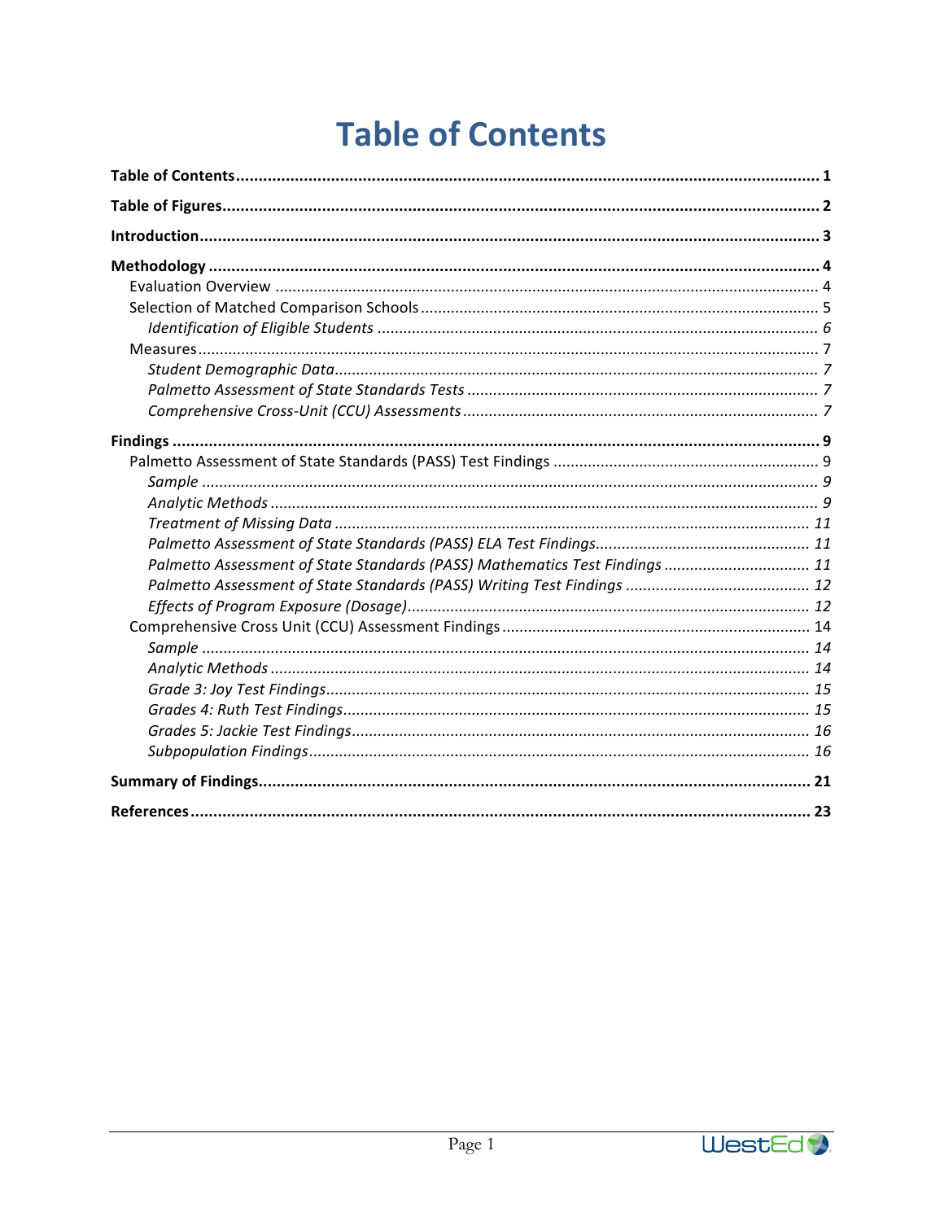# Table of Contents

**Table of Contents** ..... **1**

**Table of Figures** ..... **2**

**Introduction** ..... **3**

**Methodology** ..... **4**

- Evaluation Overview ..... 4
- Selection of Matched Comparison Schools ..... 5
  - *Identification of Eligible Students* ..... *6*
- Measures ..... 7
  - *Student Demographic Data* ..... *7*
  - *Palmetto Assessment of State Standards Tests* ..... *7*
  - *Comprehensive Cross-Unit (CCU) Assessments* ..... *7*

**Findings** ..... **9**

- Palmetto Assessment of State Standards (PASS) Test Findings ..... 9
  - *Sample* ..... *9*
  - *Analytic Methods* ..... *9*
  - *Treatment of Missing Data* ..... *11*
  - *Palmetto Assessment of State Standards (PASS) ELA Test Findings* ..... *11*
  - *Palmetto Assessment of State Standards (PASS) Mathematics Test Findings* ..... *11*
  - *Palmetto Assessment of State Standards (PASS) Writing Test Findings* ..... *12*
  - *Effects of Program Exposure (Dosage)* ..... *12*
- Comprehensive Cross Unit (CCU) Assessment Findings ..... 14
  - *Sample* ..... *14*
  - *Analytic Methods* ..... *14*
  - *Grade 3: Joy Test Findings* ..... *15*
  - *Grades 4: Ruth Test Findings* ..... *15*
  - *Grades 5: Jackie Test Findings* ..... *16*
  - *Subpopulation Findings* ..... *16*

**Summary of Findings** ..... **21**

**References** ..... **23**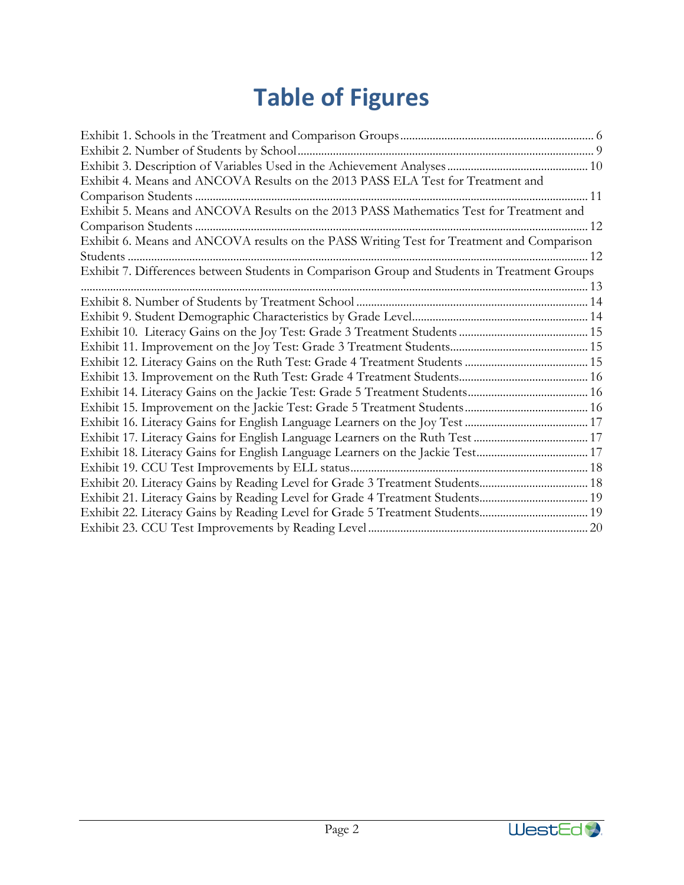# Table of Figures

Exhibit 1. Schools in the Treatment and Comparison Groups ........ 6
Exhibit 2. Number of Students by School ........ 9
Exhibit 3. Description of Variables Used in the Achievement Analyses ........ 10
Exhibit 4. Means and ANCOVA Results on the 2013 PASS ELA Test for Treatment and Comparison Students ........ 11
Exhibit 5. Means and ANCOVA Results on the 2013 PASS Mathematics Test for Treatment and Comparison Students ........ 12
Exhibit 6. Means and ANCOVA results on the PASS Writing Test for Treatment and Comparison Students ........ 12
Exhibit 7. Differences between Students in Comparison Group and Students in Treatment Groups ........ 13
Exhibit 8. Number of Students by Treatment School ........ 14
Exhibit 9. Student Demographic Characteristics by Grade Level ........ 14
Exhibit 10. Literacy Gains on the Joy Test: Grade 3 Treatment Students ........ 15
Exhibit 11. Improvement on the Joy Test: Grade 3 Treatment Students ........ 15
Exhibit 12. Literacy Gains on the Ruth Test: Grade 4 Treatment Students ........ 15
Exhibit 13. Improvement on the Ruth Test: Grade 4 Treatment Students ........ 16
Exhibit 14. Literacy Gains on the Jackie Test: Grade 5 Treatment Students ........ 16
Exhibit 15. Improvement on the Jackie Test: Grade 5 Treatment Students ........ 16
Exhibit 16. Literacy Gains for English Language Learners on the Joy Test ........ 17
Exhibit 17. Literacy Gains for English Language Learners on the Ruth Test ........ 17
Exhibit 18. Literacy Gains for English Language Learners on the Jackie Test ........ 17
Exhibit 19. CCU Test Improvements by ELL status ........ 18
Exhibit 20. Literacy Gains by Reading Level for Grade 3 Treatment Students ........ 18
Exhibit 21. Literacy Gains by Reading Level for Grade 4 Treatment Students ........ 19
Exhibit 22. Literacy Gains by Reading Level for Grade 5 Treatment Students ........ 19
Exhibit 23. CCU Test Improvements by Reading Level ........ 20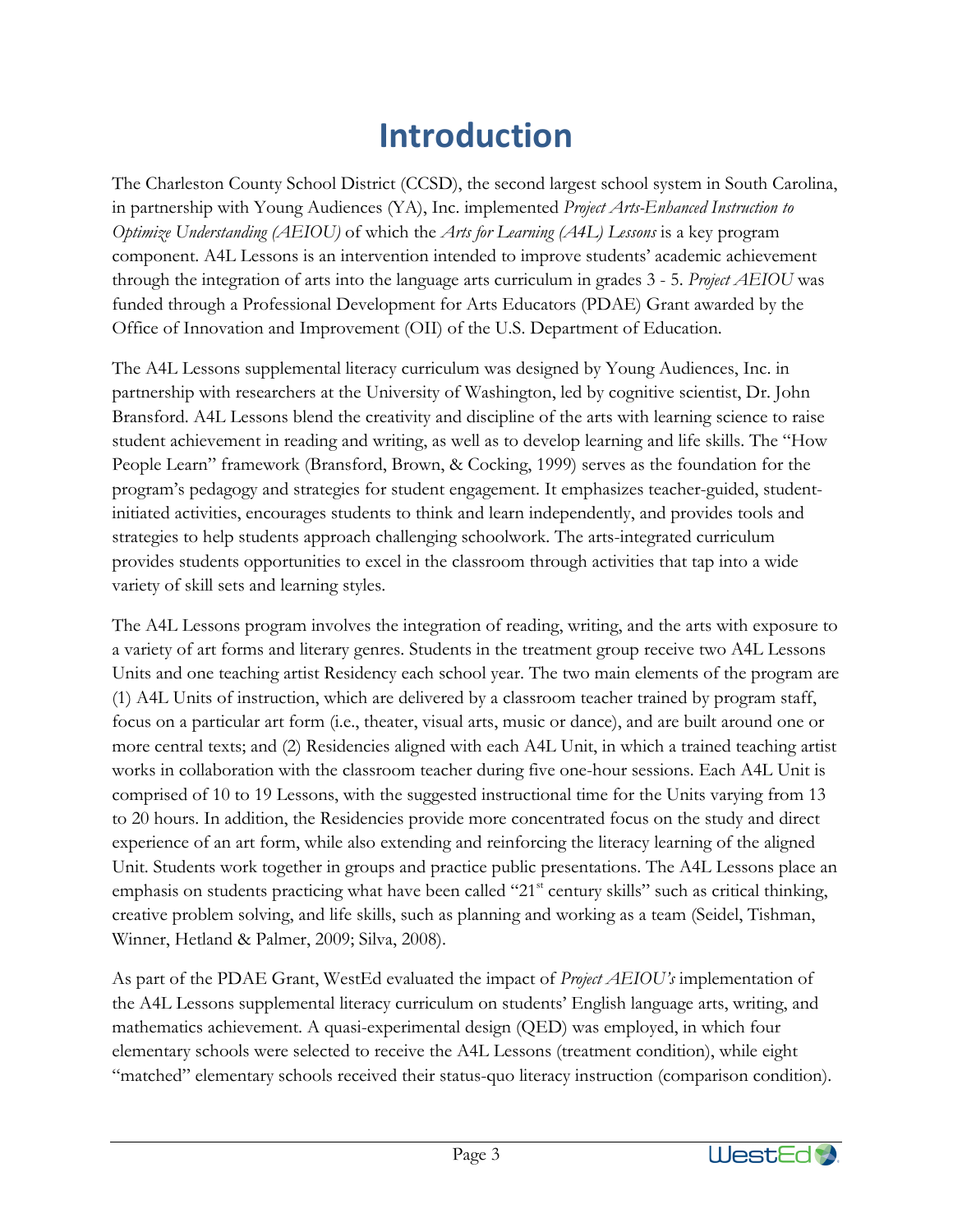# Introduction

The Charleston County School District (CCSD), the second largest school system in South Carolina, in partnership with Young Audiences (YA), Inc. implemented *Project Arts-Enhanced Instruction to Optimize Understanding (AEIOU)* of which the *Arts for Learning (A4L) Lessons* is a key program component. A4L Lessons is an intervention intended to improve students' academic achievement through the integration of arts into the language arts curriculum in grades 3 - 5. *Project AEIOU* was funded through a Professional Development for Arts Educators (PDAE) Grant awarded by the Office of Innovation and Improvement (OII) of the U.S. Department of Education.

The A4L Lessons supplemental literacy curriculum was designed by Young Audiences, Inc. in partnership with researchers at the University of Washington, led by cognitive scientist, Dr. John Bransford. A4L Lessons blend the creativity and discipline of the arts with learning science to raise student achievement in reading and writing, as well as to develop learning and life skills. The "How People Learn" framework (Bransford, Brown, & Cocking, 1999) serves as the foundation for the program's pedagogy and strategies for student engagement. It emphasizes teacher-guided, student-initiated activities, encourages students to think and learn independently, and provides tools and strategies to help students approach challenging schoolwork. The arts-integrated curriculum provides students opportunities to excel in the classroom through activities that tap into a wide variety of skill sets and learning styles.

The A4L Lessons program involves the integration of reading, writing, and the arts with exposure to a variety of art forms and literary genres. Students in the treatment group receive two A4L Lessons Units and one teaching artist Residency each school year. The two main elements of the program are (1) A4L Units of instruction, which are delivered by a classroom teacher trained by program staff, focus on a particular art form (i.e., theater, visual arts, music or dance), and are built around one or more central texts; and (2) Residencies aligned with each A4L Unit, in which a trained teaching artist works in collaboration with the classroom teacher during five one-hour sessions. Each A4L Unit is comprised of 10 to 19 Lessons, with the suggested instructional time for the Units varying from 13 to 20 hours. In addition, the Residencies provide more concentrated focus on the study and direct experience of an art form, while also extending and reinforcing the literacy learning of the aligned Unit. Students work together in groups and practice public presentations. The A4L Lessons place an emphasis on students practicing what have been called "21st century skills" such as critical thinking, creative problem solving, and life skills, such as planning and working as a team (Seidel, Tishman, Winner, Hetland & Palmer, 2009; Silva, 2008).

As part of the PDAE Grant, WestEd evaluated the impact of *Project AEIOU's* implementation of the A4L Lessons supplemental literacy curriculum on students' English language arts, writing, and mathematics achievement. A quasi-experimental design (QED) was employed, in which four elementary schools were selected to receive the A4L Lessons (treatment condition), while eight "matched" elementary schools received their status-quo literacy instruction (comparison condition).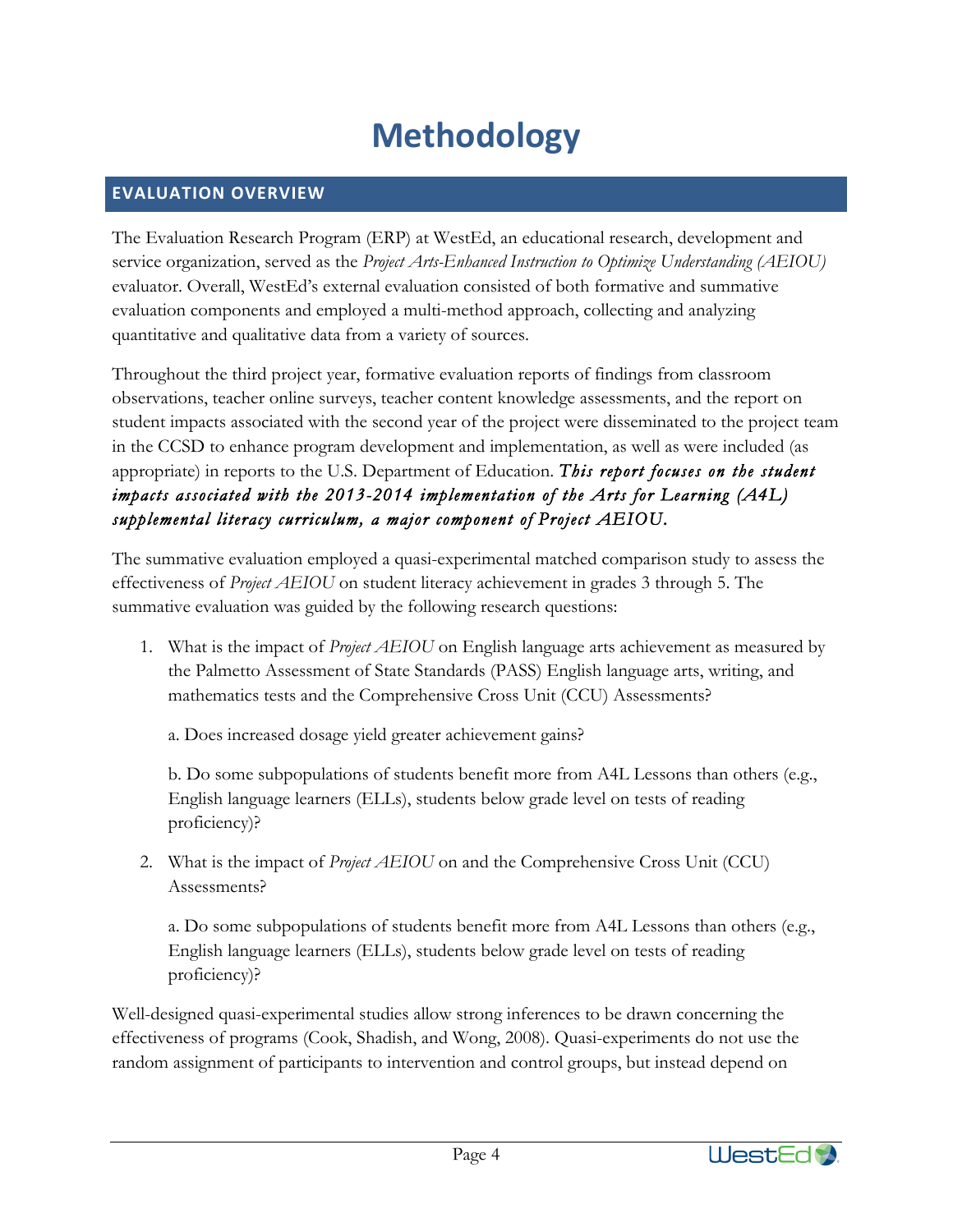# Methodology

## EVALUATION OVERVIEW

The Evaluation Research Program (ERP) at WestEd, an educational research, development and service organization, served as the *Project Arts-Enhanced Instruction to Optimize Understanding (AEIOU)* evaluator. Overall, WestEd's external evaluation consisted of both formative and summative evaluation components and employed a multi-method approach, collecting and analyzing quantitative and qualitative data from a variety of sources.

Throughout the third project year, formative evaluation reports of findings from classroom observations, teacher online surveys, teacher content knowledge assessments, and the report on student impacts associated with the second year of the project were disseminated to the project team in the CCSD to enhance program development and implementation, as well as were included (as appropriate) in reports to the U.S. Department of Education. ***This report focuses on the student impacts associated with the 2013-2014 implementation of the Arts for Learning (A4L) supplemental literacy curriculum, a major component of Project AEIOU.***

The summative evaluation employed a quasi-experimental matched comparison study to assess the effectiveness of *Project AEIOU* on student literacy achievement in grades 3 through 5. The summative evaluation was guided by the following research questions:

1. What is the impact of *Project AEIOU* on English language arts achievement as measured by the Palmetto Assessment of State Standards (PASS) English language arts, writing, and mathematics tests and the Comprehensive Cross Unit (CCU) Assessments?

   a. Does increased dosage yield greater achievement gains?

   b. Do some subpopulations of students benefit more from A4L Lessons than others (e.g., English language learners (ELLs), students below grade level on tests of reading proficiency)?

2. What is the impact of *Project AEIOU* on and the Comprehensive Cross Unit (CCU) Assessments?

   a. Do some subpopulations of students benefit more from A4L Lessons than others (e.g., English language learners (ELLs), students below grade level on tests of reading proficiency)?

Well-designed quasi-experimental studies allow strong inferences to be drawn concerning the effectiveness of programs (Cook, Shadish, and Wong, 2008). Quasi-experiments do not use the random assignment of participants to intervention and control groups, but instead depend on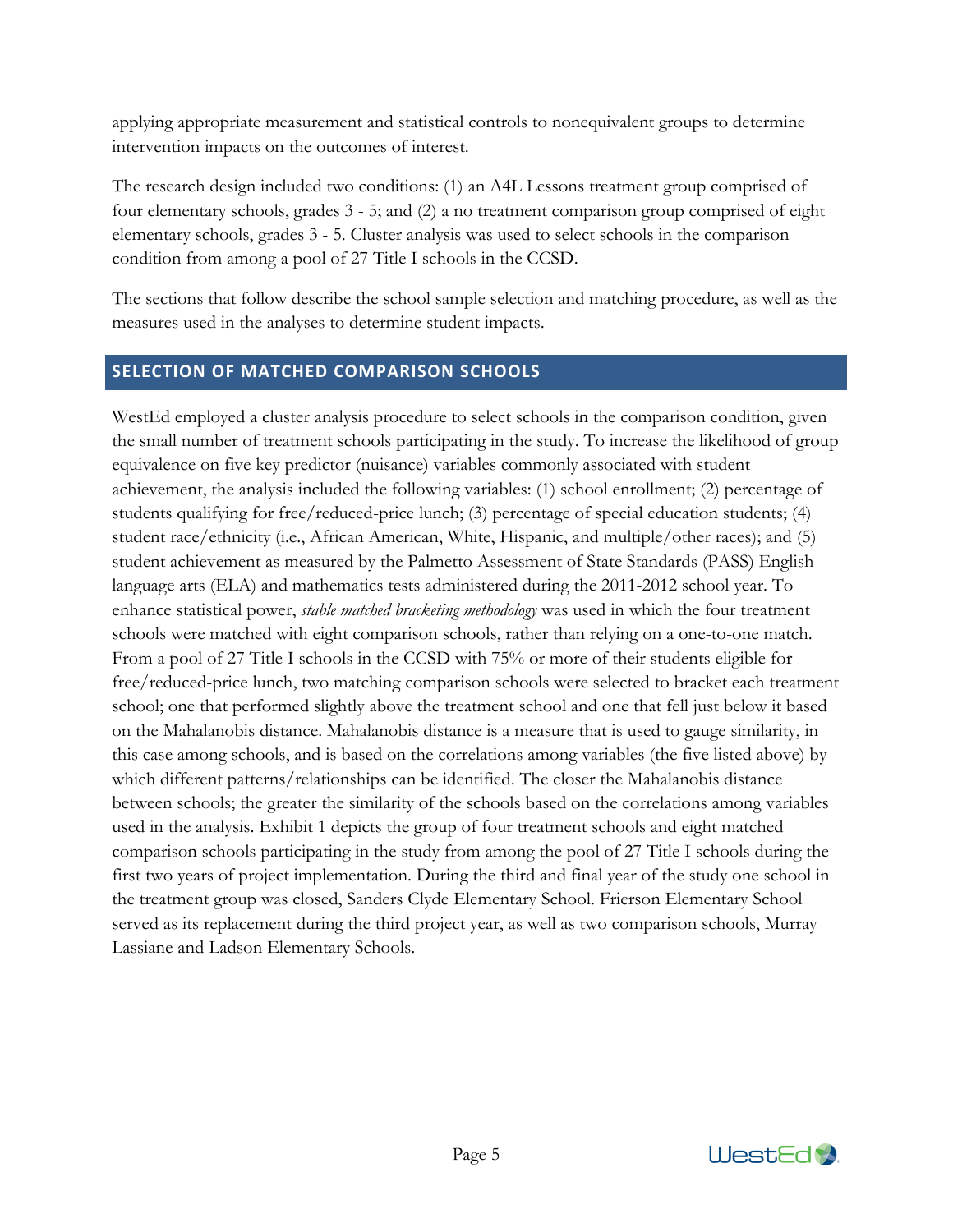applying appropriate measurement and statistical controls to nonequivalent groups to determine intervention impacts on the outcomes of interest.

The research design included two conditions: (1) an A4L Lessons treatment group comprised of four elementary schools, grades 3 - 5; and (2) a no treatment comparison group comprised of eight elementary schools, grades 3 - 5. Cluster analysis was used to select schools in the comparison condition from among a pool of 27 Title I schools in the CCSD.

The sections that follow describe the school sample selection and matching procedure, as well as the measures used in the analyses to determine student impacts.

## SELECTION OF MATCHED COMPARISON SCHOOLS

WestEd employed a cluster analysis procedure to select schools in the comparison condition, given the small number of treatment schools participating in the study. To increase the likelihood of group equivalence on five key predictor (nuisance) variables commonly associated with student achievement, the analysis included the following variables: (1) school enrollment; (2) percentage of students qualifying for free/reduced-price lunch; (3) percentage of special education students; (4) student race/ethnicity (i.e., African American, White, Hispanic, and multiple/other races); and (5) student achievement as measured by the Palmetto Assessment of State Standards (PASS) English language arts (ELA) and mathematics tests administered during the 2011-2012 school year. To enhance statistical power, *stable matched bracketing methodology* was used in which the four treatment schools were matched with eight comparison schools, rather than relying on a one-to-one match. From a pool of 27 Title I schools in the CCSD with 75% or more of their students eligible for free/reduced-price lunch, two matching comparison schools were selected to bracket each treatment school; one that performed slightly above the treatment school and one that fell just below it based on the Mahalanobis distance. Mahalanobis distance is a measure that is used to gauge similarity, in this case among schools, and is based on the correlations among variables (the five listed above) by which different patterns/relationships can be identified. The closer the Mahalanobis distance between schools; the greater the similarity of the schools based on the correlations among variables used in the analysis. Exhibit 1 depicts the group of four treatment schools and eight matched comparison schools participating in the study from among the pool of 27 Title I schools during the first two years of project implementation. During the third and final year of the study one school in the treatment group was closed, Sanders Clyde Elementary School. Frierson Elementary School served as its replacement during the third project year, as well as two comparison schools, Murray Lassiane and Ladson Elementary Schools.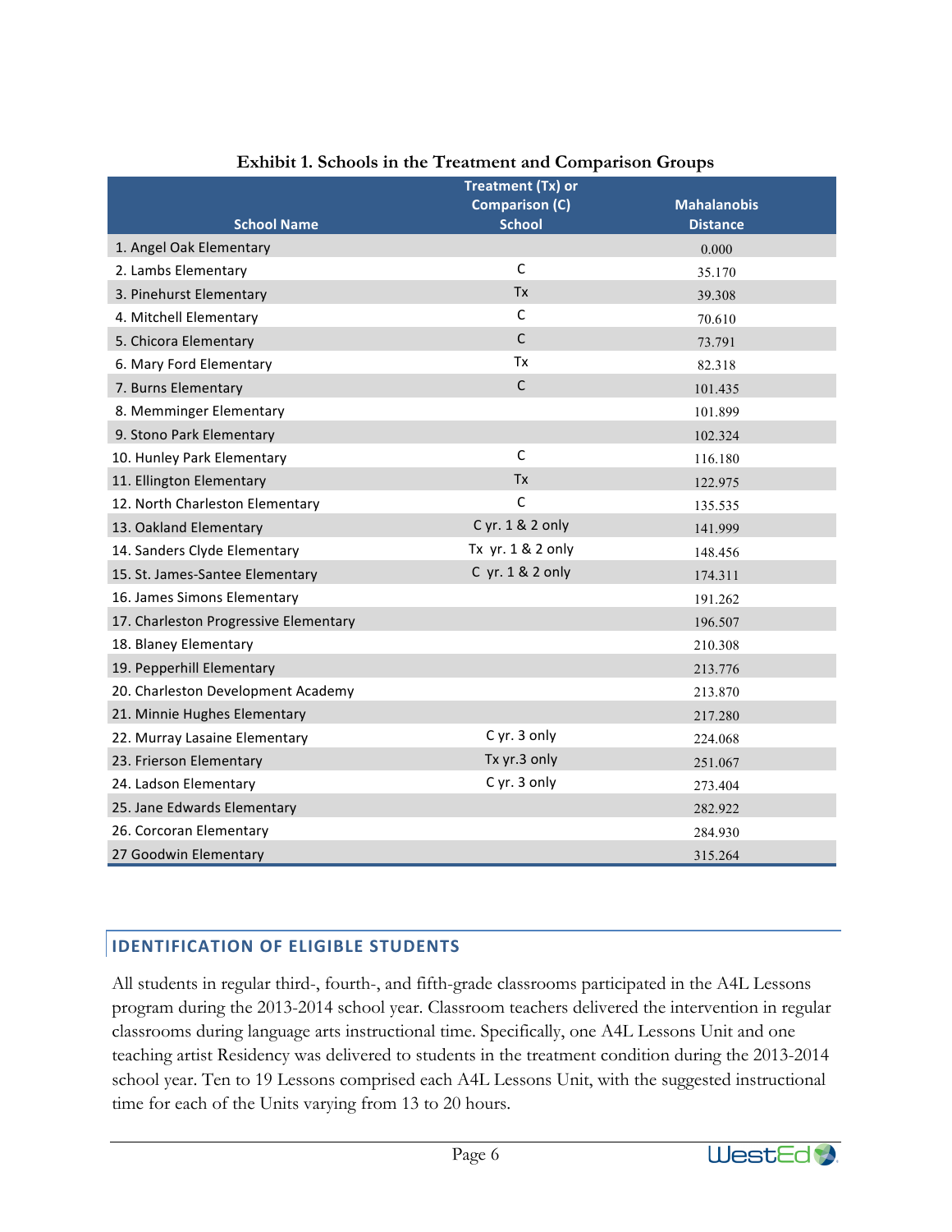**Exhibit 1. Schools in the Treatment and Comparison Groups**

| School Name | Treatment (Tx) or Comparison (C) School | Mahalanobis Distance |
|---|---|---|
| 1. Angel Oak Elementary | | 0.000 |
| 2. Lambs Elementary | C | 35.170 |
| 3. Pinehurst Elementary | Tx | 39.308 |
| 4. Mitchell Elementary | C | 70.610 |
| 5. Chicora Elementary | C | 73.791 |
| 6. Mary Ford Elementary | Tx | 82.318 |
| 7. Burns Elementary | C | 101.435 |
| 8. Memminger Elementary | | 101.899 |
| 9. Stono Park Elementary | | 102.324 |
| 10. Hunley Park Elementary | C | 116.180 |
| 11. Ellington Elementary | Tx | 122.975 |
| 12. North Charleston Elementary | C | 135.535 |
| 13. Oakland Elementary | C yr. 1 & 2 only | 141.999 |
| 14. Sanders Clyde Elementary | Tx yr. 1 & 2 only | 148.456 |
| 15. St. James-Santee Elementary | C yr. 1 & 2 only | 174.311 |
| 16. James Simons Elementary | | 191.262 |
| 17. Charleston Progressive Elementary | | 196.507 |
| 18. Blaney Elementary | | 210.308 |
| 19. Pepperhill Elementary | | 213.776 |
| 20. Charleston Development Academy | | 213.870 |
| 21. Minnie Hughes Elementary | | 217.280 |
| 22. Murray Lasaine Elementary | C yr. 3 only | 224.068 |
| 23. Frierson Elementary | Tx yr.3 only | 251.067 |
| 24. Ladson Elementary | C yr. 3 only | 273.404 |
| 25. Jane Edwards Elementary | | 282.922 |
| 26. Corcoran Elementary | | 284.930 |
| 27 Goodwin Elementary | | 315.264 |

## IDENTIFICATION OF ELIGIBLE STUDENTS

All students in regular third-, fourth-, and fifth-grade classrooms participated in the A4L Lessons program during the 2013-2014 school year. Classroom teachers delivered the intervention in regular classrooms during language arts instructional time. Specifically, one A4L Lessons Unit and one teaching artist Residency was delivered to students in the treatment condition during the 2013-2014 school year. Ten to 19 Lessons comprised each A4L Lessons Unit, with the suggested instructional time for each of the Units varying from 13 to 20 hours.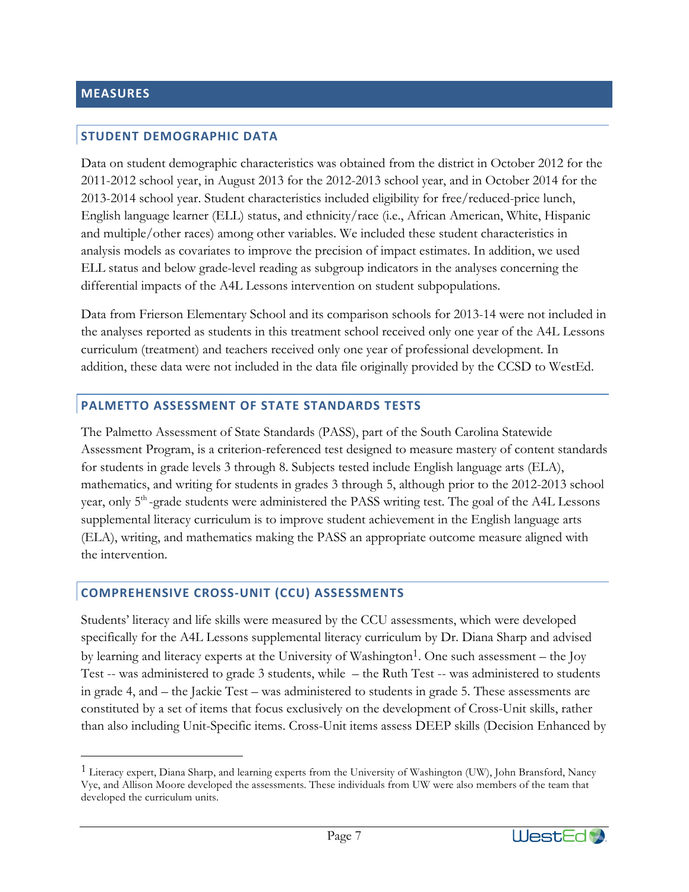## MEASURES

### STUDENT DEMOGRAPHIC DATA

Data on student demographic characteristics was obtained from the district in October 2012 for the 2011-2012 school year, in August 2013 for the 2012-2013 school year, and in October 2014 for the 2013-2014 school year. Student characteristics included eligibility for free/reduced-price lunch, English language learner (ELL) status, and ethnicity/race (i.e., African American, White, Hispanic and multiple/other races) among other variables. We included these student characteristics in analysis models as covariates to improve the precision of impact estimates. In addition, we used ELL status and below grade-level reading as subgroup indicators in the analyses concerning the differential impacts of the A4L Lessons intervention on student subpopulations.

Data from Frierson Elementary School and its comparison schools for 2013-14 were not included in the analyses reported as students in this treatment school received only one year of the A4L Lessons curriculum (treatment) and teachers received only one year of professional development. In addition, these data were not included in the data file originally provided by the CCSD to WestEd.

### PALMETTO ASSESSMENT OF STATE STANDARDS TESTS

The Palmetto Assessment of State Standards (PASS), part of the South Carolina Statewide Assessment Program, is a criterion-referenced test designed to measure mastery of content standards for students in grade levels 3 through 8. Subjects tested include English language arts (ELA), mathematics, and writing for students in grades 3 through 5, although prior to the 2012-2013 school year, only 5th-grade students were administered the PASS writing test. The goal of the A4L Lessons supplemental literacy curriculum is to improve student achievement in the English language arts (ELA), writing, and mathematics making the PASS an appropriate outcome measure aligned with the intervention.

### COMPREHENSIVE CROSS-UNIT (CCU) ASSESSMENTS

Students' literacy and life skills were measured by the CCU assessments, which were developed specifically for the A4L Lessons supplemental literacy curriculum by Dr. Diana Sharp and advised by learning and literacy experts at the University of Washington[1]. One such assessment – the Joy Test -- was administered to grade 3 students, while – the Ruth Test -- was administered to students in grade 4, and – the Jackie Test – was administered to students in grade 5. These assessments are constituted by a set of items that focus exclusively on the development of Cross-Unit skills, rather than also including Unit-Specific items. Cross-Unit items assess DEEP skills (Decision Enhanced by

[1] Literacy expert, Diana Sharp, and learning experts from the University of Washington (UW), John Bransford, Nancy Vye, and Allison Moore developed the assessments. These individuals from UW were also members of the team that developed the curriculum units.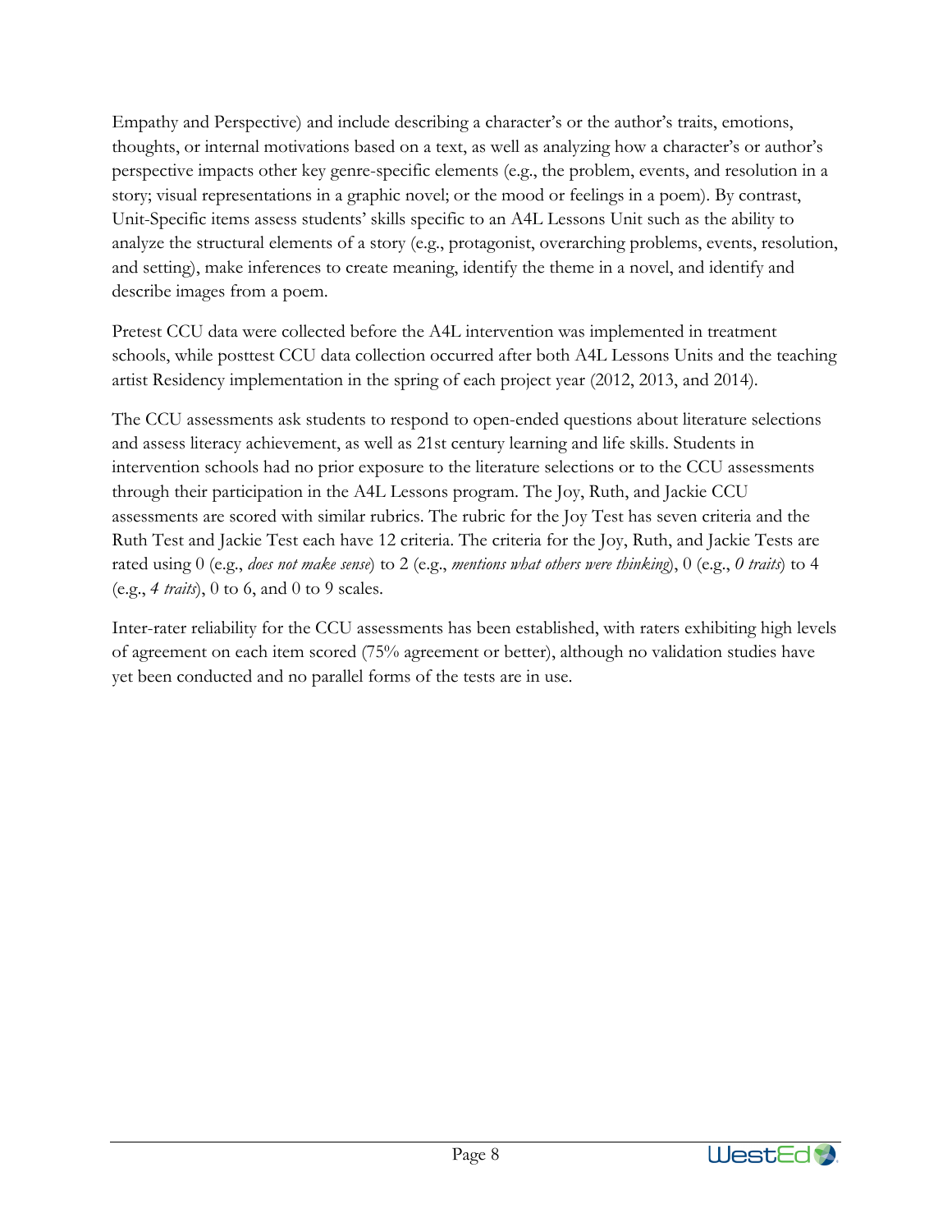Empathy and Perspective) and include describing a character's or the author's traits, emotions, thoughts, or internal motivations based on a text, as well as analyzing how a character's or author's perspective impacts other key genre-specific elements (e.g., the problem, events, and resolution in a story; visual representations in a graphic novel; or the mood or feelings in a poem). By contrast, Unit-Specific items assess students' skills specific to an A4L Lessons Unit such as the ability to analyze the structural elements of a story (e.g., protagonist, overarching problems, events, resolution, and setting), make inferences to create meaning, identify the theme in a novel, and identify and describe images from a poem.

Pretest CCU data were collected before the A4L intervention was implemented in treatment schools, while posttest CCU data collection occurred after both A4L Lessons Units and the teaching artist Residency implementation in the spring of each project year (2012, 2013, and 2014).

The CCU assessments ask students to respond to open-ended questions about literature selections and assess literacy achievement, as well as 21st century learning and life skills. Students in intervention schools had no prior exposure to the literature selections or to the CCU assessments through their participation in the A4L Lessons program. The Joy, Ruth, and Jackie CCU assessments are scored with similar rubrics. The rubric for the Joy Test has seven criteria and the Ruth Test and Jackie Test each have 12 criteria. The criteria for the Joy, Ruth, and Jackie Tests are rated using 0 (e.g., *does not make sense*) to 2 (e.g., *mentions what others were thinking*), 0 (e.g., *0 traits*) to 4 (e.g., *4 traits*), 0 to 6, and 0 to 9 scales.

Inter-rater reliability for the CCU assessments has been established, with raters exhibiting high levels of agreement on each item scored (75% agreement or better), although no validation studies have yet been conducted and no parallel forms of the tests are in use.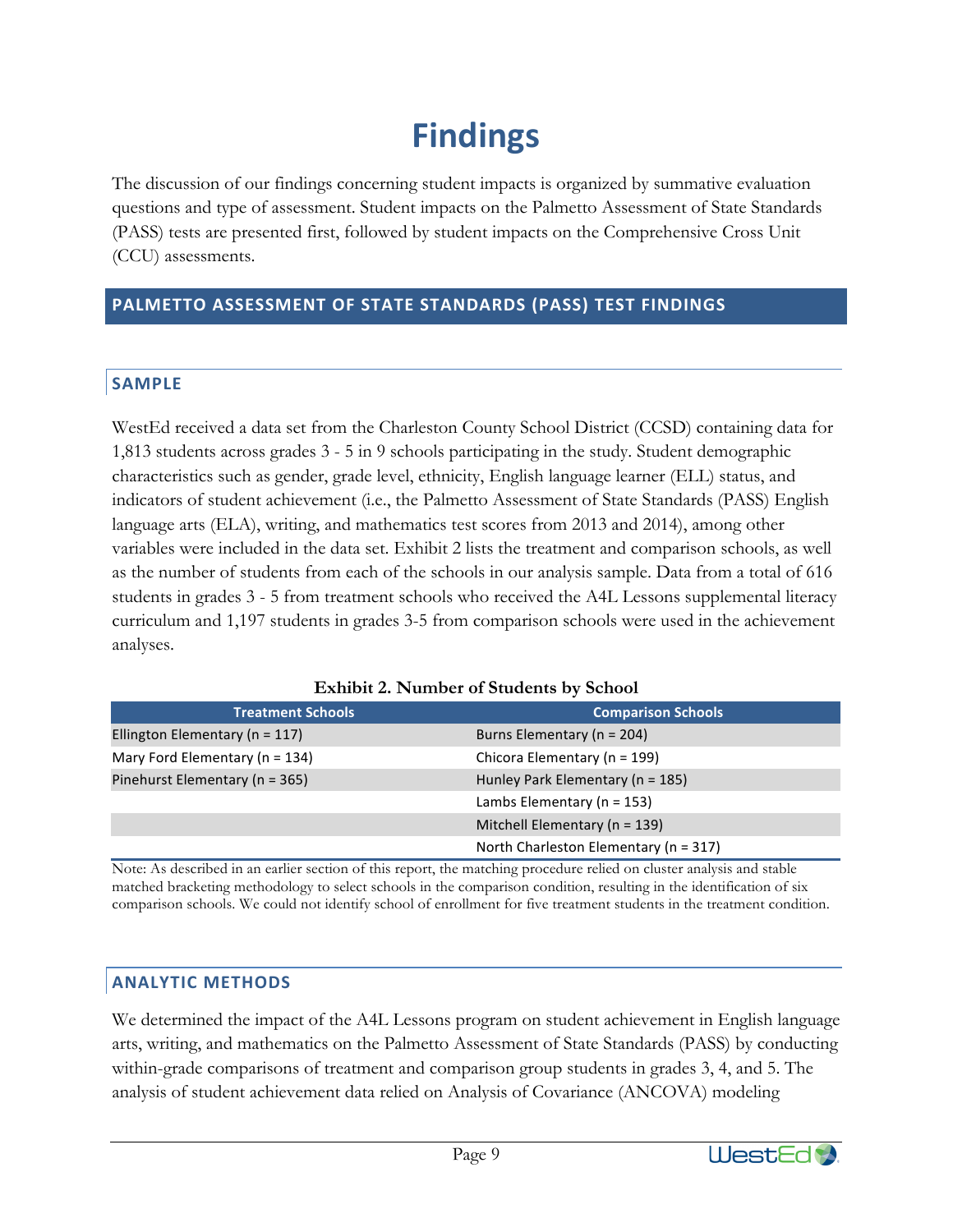# Findings

The discussion of our findings concerning student impacts is organized by summative evaluation questions and type of assessment. Student impacts on the Palmetto Assessment of State Standards (PASS) tests are presented first, followed by student impacts on the Comprehensive Cross Unit (CCU) assessments.

## PALMETTO ASSESSMENT OF STATE STANDARDS (PASS) TEST FINDINGS

### SAMPLE

WestEd received a data set from the Charleston County School District (CCSD) containing data for 1,813 students across grades 3 - 5 in 9 schools participating in the study. Student demographic characteristics such as gender, grade level, ethnicity, English language learner (ELL) status, and indicators of student achievement (i.e., the Palmetto Assessment of State Standards (PASS) English language arts (ELA), writing, and mathematics test scores from 2013 and 2014), among other variables were included in the data set. Exhibit 2 lists the treatment and comparison schools, as well as the number of students from each of the schools in our analysis sample. Data from a total of 616 students in grades 3 - 5 from treatment schools who received the A4L Lessons supplemental literacy curriculum and 1,197 students in grades 3-5 from comparison schools were used in the achievement analyses.

**Exhibit 2. Number of Students by School**

| Treatment Schools | Comparison Schools |
| --- | --- |
| Ellington Elementary (n = 117) | Burns Elementary (n = 204) |
| Mary Ford Elementary (n = 134) | Chicora Elementary (n = 199) |
| Pinehurst Elementary (n = 365) | Hunley Park Elementary (n = 185) |
| | Lambs Elementary (n = 153) |
| | Mitchell Elementary (n = 139) |
| | North Charleston Elementary (n = 317) |

Note: As described in an earlier section of this report, the matching procedure relied on cluster analysis and stable matched bracketing methodology to select schools in the comparison condition, resulting in the identification of six comparison schools. We could not identify school of enrollment for five treatment students in the treatment condition.

### ANALYTIC METHODS

We determined the impact of the A4L Lessons program on student achievement in English language arts, writing, and mathematics on the Palmetto Assessment of State Standards (PASS) by conducting within-grade comparisons of treatment and comparison group students in grades 3, 4, and 5. The analysis of student achievement data relied on Analysis of Covariance (ANCOVA) modeling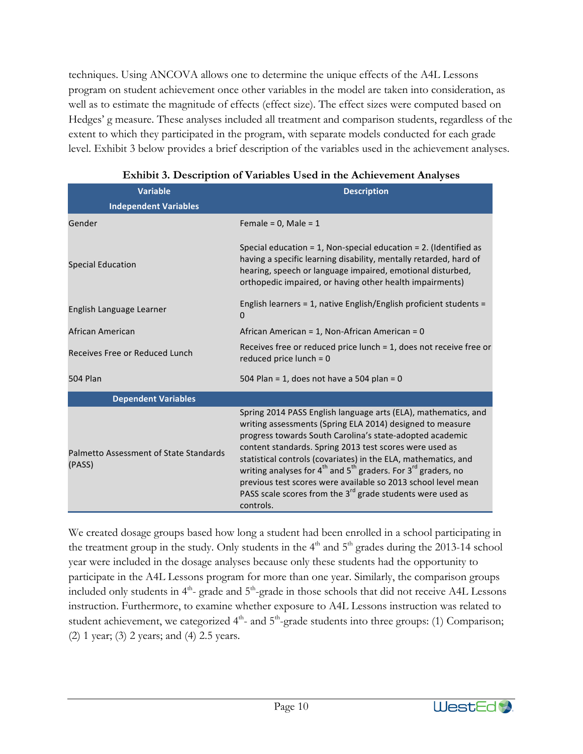techniques. Using ANCOVA allows one to determine the unique effects of the A4L Lessons program on student achievement once other variables in the model are taken into consideration, as well as to estimate the magnitude of effects (effect size). The effect sizes were computed based on Hedges' g measure. These analyses included all treatment and comparison students, regardless of the extent to which they participated in the program, with separate models conducted for each grade level. Exhibit 3 below provides a brief description of the variables used in the achievement analyses.

**Exhibit 3. Description of Variables Used in the Achievement Analyses**

| Variable | Description |
|---|---|
| **Independent Variables** | |
| Gender | Female = 0, Male = 1 |
| Special Education | Special education = 1, Non-special education = 2. (Identified as having a specific learning disability, mentally retarded, hard of hearing, speech or language impaired, emotional disturbed, orthopedic impaired, or having other health impairments) |
| English Language Learner | English learners = 1, native English/English proficient students = 0 |
| African American | African American = 1, Non-African American = 0 |
| Receives Free or Reduced Lunch | Receives free or reduced price lunch = 1, does not receive free or reduced price lunch = 0 |
| 504 Plan | 504 Plan = 1, does not have a 504 plan = 0 |
| **Dependent Variables** | |
| Palmetto Assessment of State Standards (PASS) | Spring 2014 PASS English language arts (ELA), mathematics, and writing assessments (Spring ELA 2014) designed to measure progress towards South Carolina's state-adopted academic content standards. Spring 2013 test scores were used as statistical controls (covariates) in the ELA, mathematics, and writing analyses for 4th and 5th graders. For 3rd graders, no previous test scores were available so 2013 school level mean PASS scale scores from the 3rd grade students were used as controls. |

We created dosage groups based how long a student had been enrolled in a school participating in the treatment group in the study. Only students in the 4th and 5th grades during the 2013-14 school year were included in the dosage analyses because only these students had the opportunity to participate in the A4L Lessons program for more than one year. Similarly, the comparison groups included only students in 4th- grade and 5th-grade in those schools that did not receive A4L Lessons instruction. Furthermore, to examine whether exposure to A4L Lessons instruction was related to student achievement, we categorized 4th- and 5th-grade students into three groups: (1) Comparison; (2) 1 year; (3) 2 years; and (4) 2.5 years.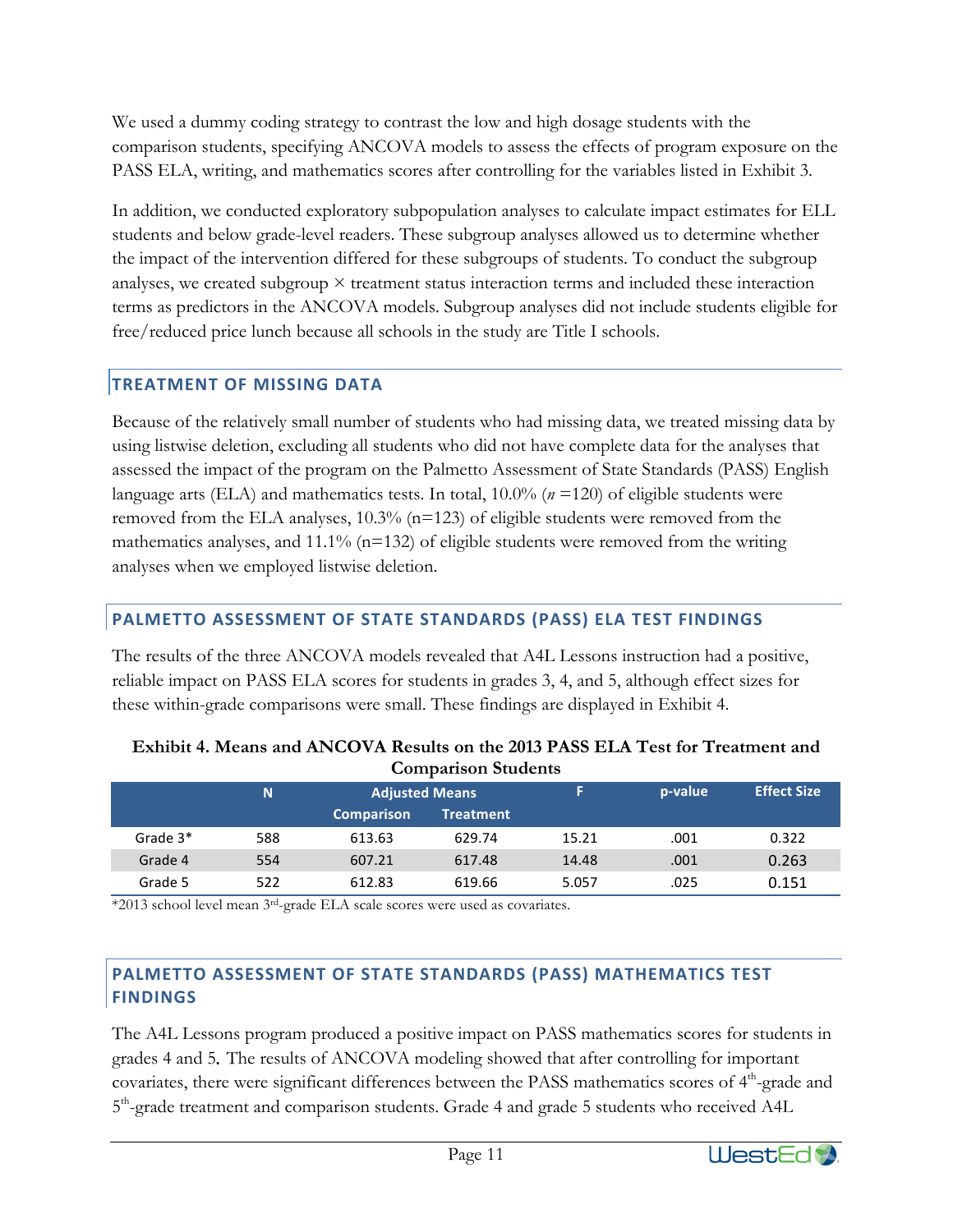We used a dummy coding strategy to contrast the low and high dosage students with the comparison students, specifying ANCOVA models to assess the effects of program exposure on the PASS ELA, writing, and mathematics scores after controlling for the variables listed in Exhibit 3.

In addition, we conducted exploratory subpopulation analyses to calculate impact estimates for ELL students and below grade-level readers. These subgroup analyses allowed us to determine whether the impact of the intervention differed for these subgroups of students. To conduct the subgroup analyses, we created subgroup × treatment status interaction terms and included these interaction terms as predictors in the ANCOVA models. Subgroup analyses did not include students eligible for free/reduced price lunch because all schools in the study are Title I schools.

## TREATMENT OF MISSING DATA

Because of the relatively small number of students who had missing data, we treated missing data by using listwise deletion, excluding all students who did not have complete data for the analyses that assessed the impact of the program on the Palmetto Assessment of State Standards (PASS) English language arts (ELA) and mathematics tests. In total, 10.0% (*n* =120) of eligible students were removed from the ELA analyses, 10.3% (n=123) of eligible students were removed from the mathematics analyses, and 11.1% (n=132) of eligible students were removed from the writing analyses when we employed listwise deletion.

## PALMETTO ASSESSMENT OF STATE STANDARDS (PASS) ELA TEST FINDINGS

The results of the three ANCOVA models revealed that A4L Lessons instruction had a positive, reliable impact on PASS ELA scores for students in grades 3, 4, and 5, although effect sizes for these within-grade comparisons were small. These findings are displayed in Exhibit 4.

**Exhibit 4. Means and ANCOVA Results on the 2013 PASS ELA Test for Treatment and Comparison Students**

| | N | Adjusted Means | | F | p-value | Effect Size |
|---|---|---|---|---|---|---|
| | | Comparison | Treatment | | | |
| Grade 3* | 588 | 613.63 | 629.74 | 15.21 | .001 | 0.322 |
| Grade 4 | 554 | 607.21 | 617.48 | 14.48 | .001 | 0.263 |
| Grade 5 | 522 | 612.83 | 619.66 | 5.057 | .025 | 0.151 |

*2013 school level mean 3rd-grade ELA scale scores were used as covariates.

## PALMETTO ASSESSMENT OF STATE STANDARDS (PASS) MATHEMATICS TEST FINDINGS

The A4L Lessons program produced a positive impact on PASS mathematics scores for students in grades 4 and 5. The results of ANCOVA modeling showed that after controlling for important covariates, there were significant differences between the PASS mathematics scores of 4th-grade and 5th-grade treatment and comparison students. Grade 4 and grade 5 students who received A4L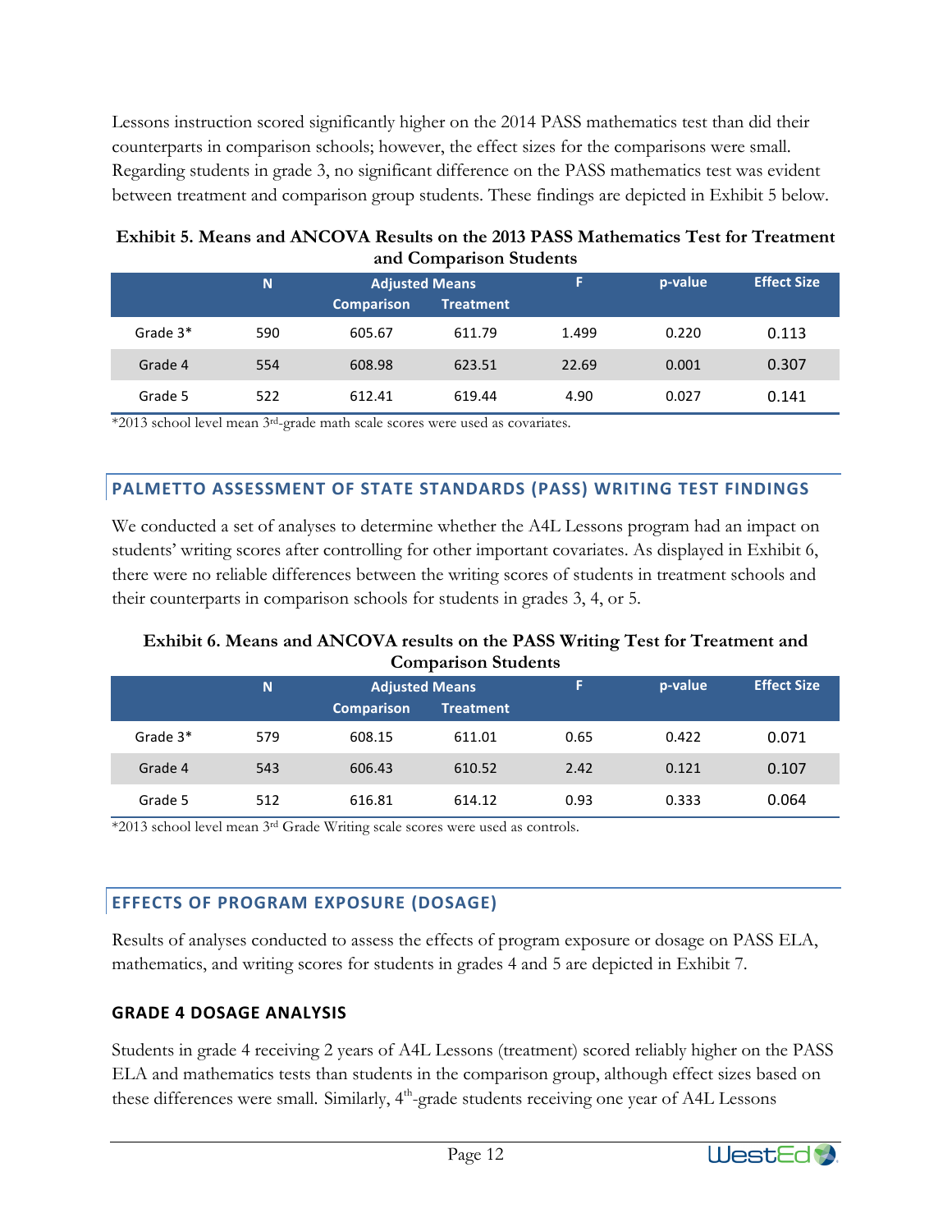Lessons instruction scored significantly higher on the 2014 PASS mathematics test than did their counterparts in comparison schools; however, the effect sizes for the comparisons were small. Regarding students in grade 3, no significant difference on the PASS mathematics test was evident between treatment and comparison group students. These findings are depicted in Exhibit 5 below.

**Exhibit 5. Means and ANCOVA Results on the 2013 PASS Mathematics Test for Treatment and Comparison Students**

| | N | Adjusted Means | | F | p-value | Effect Size |
|---|---|---|---|---|---|---|
| | | Comparison | Treatment | | | |
| Grade 3* | 590 | 605.67 | 611.79 | 1.499 | 0.220 | 0.113 |
| Grade 4 | 554 | 608.98 | 623.51 | 22.69 | 0.001 | 0.307 |
| Grade 5 | 522 | 612.41 | 619.44 | 4.90 | 0.027 | 0.141 |

*2013 school level mean 3rd-grade math scale scores were used as covariates.

## PALMETTO ASSESSMENT OF STATE STANDARDS (PASS) WRITING TEST FINDINGS

We conducted a set of analyses to determine whether the A4L Lessons program had an impact on students' writing scores after controlling for other important covariates. As displayed in Exhibit 6, there were no reliable differences between the writing scores of students in treatment schools and their counterparts in comparison schools for students in grades 3, 4, or 5.

**Exhibit 6. Means and ANCOVA results on the PASS Writing Test for Treatment and Comparison Students**

| | N | Adjusted Means | | F | p-value | Effect Size |
|---|---|---|---|---|---|---|
| | | Comparison | Treatment | | | |
| Grade 3* | 579 | 608.15 | 611.01 | 0.65 | 0.422 | 0.071 |
| Grade 4 | 543 | 606.43 | 610.52 | 2.42 | 0.121 | 0.107 |
| Grade 5 | 512 | 616.81 | 614.12 | 0.93 | 0.333 | 0.064 |

*2013 school level mean 3rd Grade Writing scale scores were used as controls.

## EFFECTS OF PROGRAM EXPOSURE (DOSAGE)

Results of analyses conducted to assess the effects of program exposure or dosage on PASS ELA, mathematics, and writing scores for students in grades 4 and 5 are depicted in Exhibit 7.

### GRADE 4 DOSAGE ANALYSIS

Students in grade 4 receiving 2 years of A4L Lessons (treatment) scored reliably higher on the PASS ELA and mathematics tests than students in the comparison group, although effect sizes based on these differences were small. Similarly, 4th-grade students receiving one year of A4L Lessons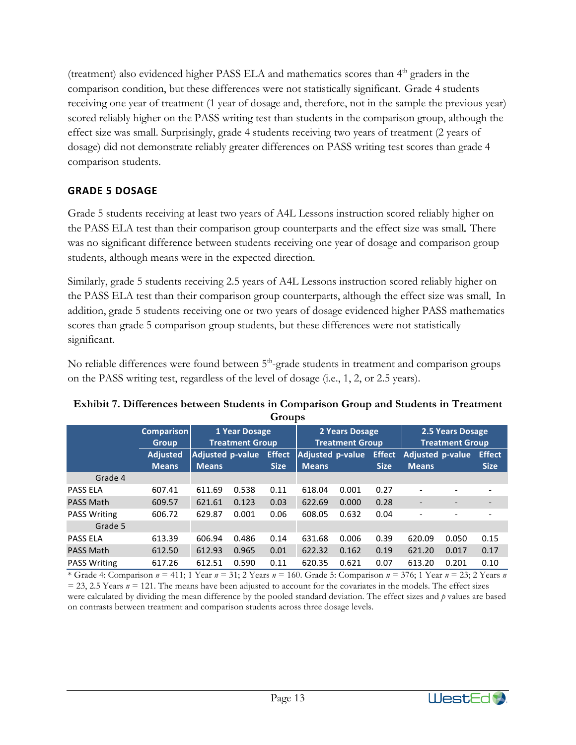(treatment) also evidenced higher PASS ELA and mathematics scores than 4th graders in the comparison condition, but these differences were not statistically significant. Grade 4 students receiving one year of treatment (1 year of dosage and, therefore, not in the sample the previous year) scored reliably higher on the PASS writing test than students in the comparison group, although the effect size was small. Surprisingly, grade 4 students receiving two years of treatment (2 years of dosage) did not demonstrate reliably greater differences on PASS writing test scores than grade 4 comparison students.

### GRADE 5 DOSAGE

Grade 5 students receiving at least two years of A4L Lessons instruction scored reliably higher on the PASS ELA test than their comparison group counterparts and the effect size was small. There was no significant difference between students receiving one year of dosage and comparison group students, although means were in the expected direction.

Similarly, grade 5 students receiving 2.5 years of A4L Lessons instruction scored reliably higher on the PASS ELA test than their comparison group counterparts, although the effect size was small. In addition, grade 5 students receiving one or two years of dosage evidenced higher PASS mathematics scores than grade 5 comparison group students, but these differences were not statistically significant.

No reliable differences were found between 5th-grade students in treatment and comparison groups on the PASS writing test, regardless of the level of dosage (i.e., 1, 2, or 2.5 years).

**Exhibit 7. Differences between Students in Comparison Group and Students in Treatment Groups**

| | Comparison Group | 1 Year Dosage Treatment Group | | | 2 Years Dosage Treatment Group | | | 2.5 Years Dosage Treatment Group | | |
|---|---|---|---|---|---|---|---|---|---|---|
| | Adjusted Means | Adjusted Means | p-value | Effect Size | Adjusted Means | p-value | Effect Size | Adjusted Means | p-value | Effect Size |
| Grade 4 | | | | | | | | | | |
| PASS ELA | 607.41 | 611.69 | 0.538 | 0.11 | 618.04 | 0.001 | 0.27 | - | - | - |
| PASS Math | 609.57 | 621.61 | 0.123 | 0.03 | 622.69 | 0.000 | 0.28 | - | - | - |
| PASS Writing | 606.72 | 629.87 | 0.001 | 0.06 | 608.05 | 0.632 | 0.04 | - | - | - |
| Grade 5 | | | | | | | | | | |
| PASS ELA | 613.39 | 606.94 | 0.486 | 0.14 | 631.68 | 0.006 | 0.39 | 620.09 | 0.050 | 0.15 |
| PASS Math | 612.50 | 612.93 | 0.965 | 0.01 | 622.32 | 0.162 | 0.19 | 621.20 | 0.017 | 0.17 |
| PASS Writing | 617.26 | 612.51 | 0.590 | 0.11 | 620.35 | 0.621 | 0.07 | 613.20 | 0.201 | 0.10 |

* Grade 4: Comparison $n$ = 411; 1 Year $n$ = 31; 2 Years $n$ = 160. Grade 5: Comparison $n$ = 376; 1 Year $n$ = 23; 2 Years $n$ = 23, 2.5 Years $n$ = 121. The means have been adjusted to account for the covariates in the models. The effect sizes were calculated by dividing the mean difference by the pooled standard deviation. The effect sizes and $p$ values are based on contrasts between treatment and comparison students across three dosage levels.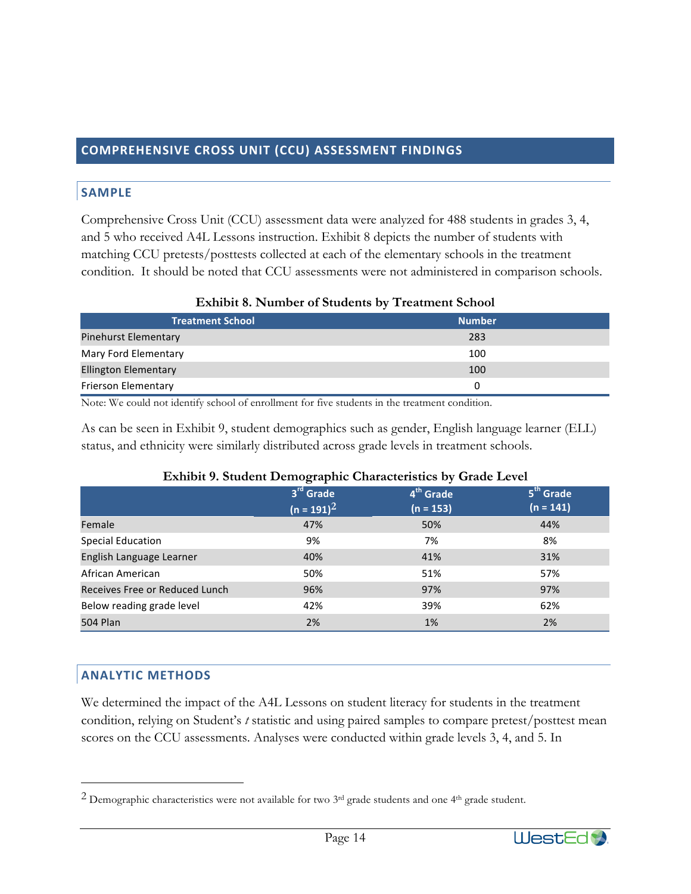## COMPREHENSIVE CROSS UNIT (CCU) ASSESSMENT FINDINGS

### SAMPLE

Comprehensive Cross Unit (CCU) assessment data were analyzed for 488 students in grades 3, 4, and 5 who received A4L Lessons instruction. Exhibit 8 depicts the number of students with matching CCU pretests/posttests collected at each of the elementary schools in the treatment condition. It should be noted that CCU assessments were not administered in comparison schools.

**Exhibit 8. Number of Students by Treatment School**

| Treatment School | Number |
|---|---|
| Pinehurst Elementary | 283 |
| Mary Ford Elementary | 100 |
| Ellington Elementary | 100 |
| Frierson Elementary | 0 |

Note: We could not identify school of enrollment for five students in the treatment condition.

As can be seen in Exhibit 9, student demographics such as gender, English language learner (ELL) status, and ethnicity were similarly distributed across grade levels in treatment schools.

**Exhibit 9. Student Demographic Characteristics by Grade Level**

| | 3rd Grade (n = 191)[2] | 4th Grade (n = 153) | 5th Grade (n = 141) |
|---|---|---|---|
| Female | 47% | 50% | 44% |
| Special Education | 9% | 7% | 8% |
| English Language Learner | 40% | 41% | 31% |
| African American | 50% | 51% | 57% |
| Receives Free or Reduced Lunch | 96% | 97% | 97% |
| Below reading grade level | 42% | 39% | 62% |
| 504 Plan | 2% | 1% | 2% |

### ANALYTIC METHODS

We determined the impact of the A4L Lessons on student literacy for students in the treatment condition, relying on Student's *t* statistic and using paired samples to compare pretest/posttest mean scores on the CCU assessments. Analyses were conducted within grade levels 3, 4, and 5. In

---

[2] Demographic characteristics were not available for two 3rd grade students and one 4th grade student.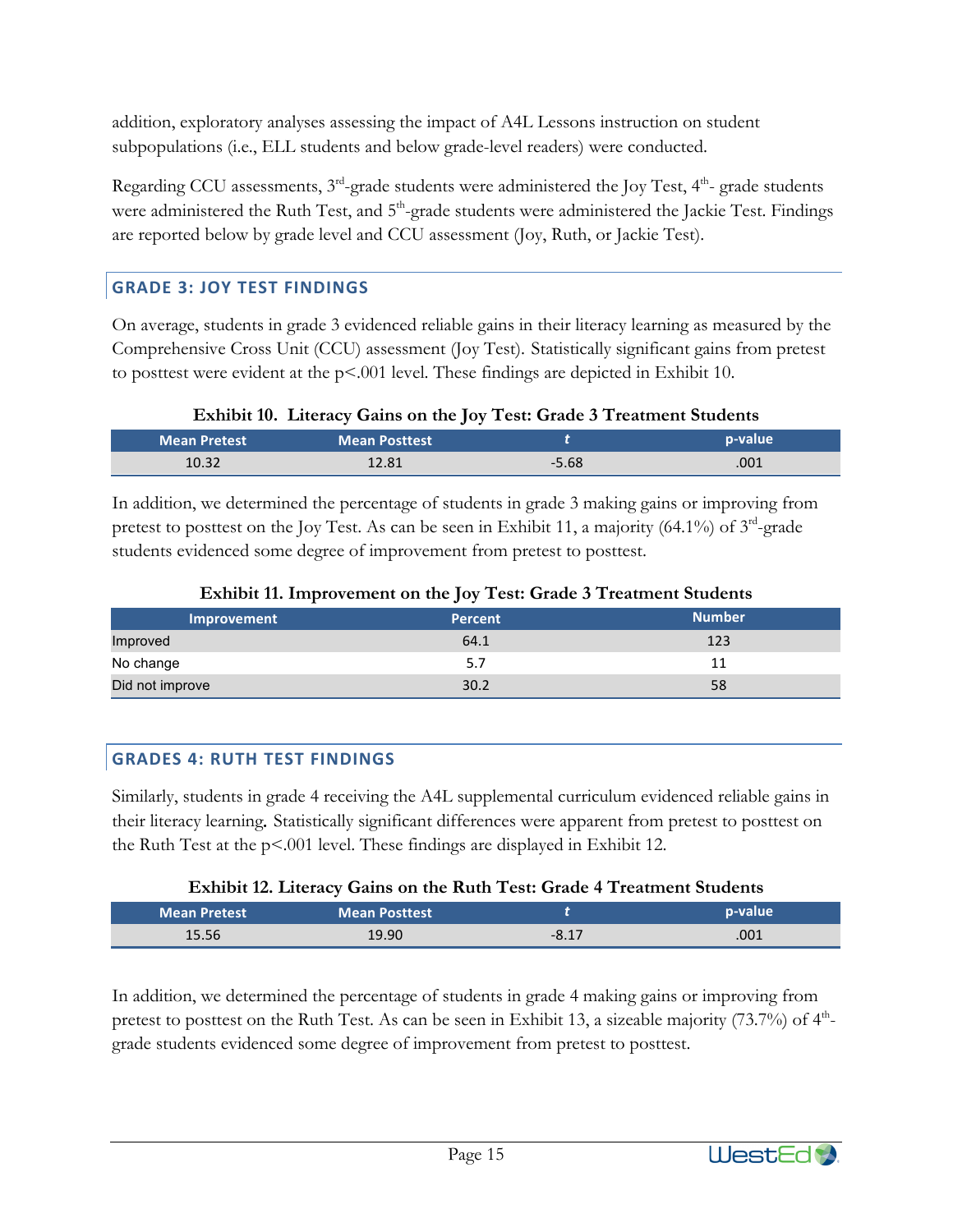addition, exploratory analyses assessing the impact of A4L Lessons instruction on student subpopulations (i.e., ELL students and below grade-level readers) were conducted.

Regarding CCU assessments, 3rd-grade students were administered the Joy Test, 4th- grade students were administered the Ruth Test, and 5th-grade students were administered the Jackie Test. Findings are reported below by grade level and CCU assessment (Joy, Ruth, or Jackie Test).

## GRADE 3: JOY TEST FINDINGS

On average, students in grade 3 evidenced reliable gains in their literacy learning as measured by the Comprehensive Cross Unit (CCU) assessment (Joy Test). Statistically significant gains from pretest to posttest were evident at the $p<.001$ level. These findings are depicted in Exhibit 10.

**Exhibit 10. Literacy Gains on the Joy Test: Grade 3 Treatment Students**

| Mean Pretest | Mean Posttest | *t* | p-value |
|---|---|---|---|
| 10.32 | 12.81 | -5.68 | .001 |

In addition, we determined the percentage of students in grade 3 making gains or improving from pretest to posttest on the Joy Test. As can be seen in Exhibit 11, a majority (64.1%) of 3rd-grade students evidenced some degree of improvement from pretest to posttest.

**Exhibit 11. Improvement on the Joy Test: Grade 3 Treatment Students**

| Improvement | Percent | Number |
|---|---|---|
| Improved | 64.1 | 123 |
| No change | 5.7 | 11 |
| Did not improve | 30.2 | 58 |

## GRADES 4: RUTH TEST FINDINGS

Similarly, students in grade 4 receiving the A4L supplemental curriculum evidenced reliable gains in their literacy learning. Statistically significant differences were apparent from pretest to posttest on the Ruth Test at the $p<.001$ level. These findings are displayed in Exhibit 12.

**Exhibit 12. Literacy Gains on the Ruth Test: Grade 4 Treatment Students**

| Mean Pretest | Mean Posttest | *t* | p-value |
|---|---|---|---|
| 15.56 | 19.90 | -8.17 | .001 |

In addition, we determined the percentage of students in grade 4 making gains or improving from pretest to posttest on the Ruth Test. As can be seen in Exhibit 13, a sizeable majority (73.7%) of 4th-grade students evidenced some degree of improvement from pretest to posttest.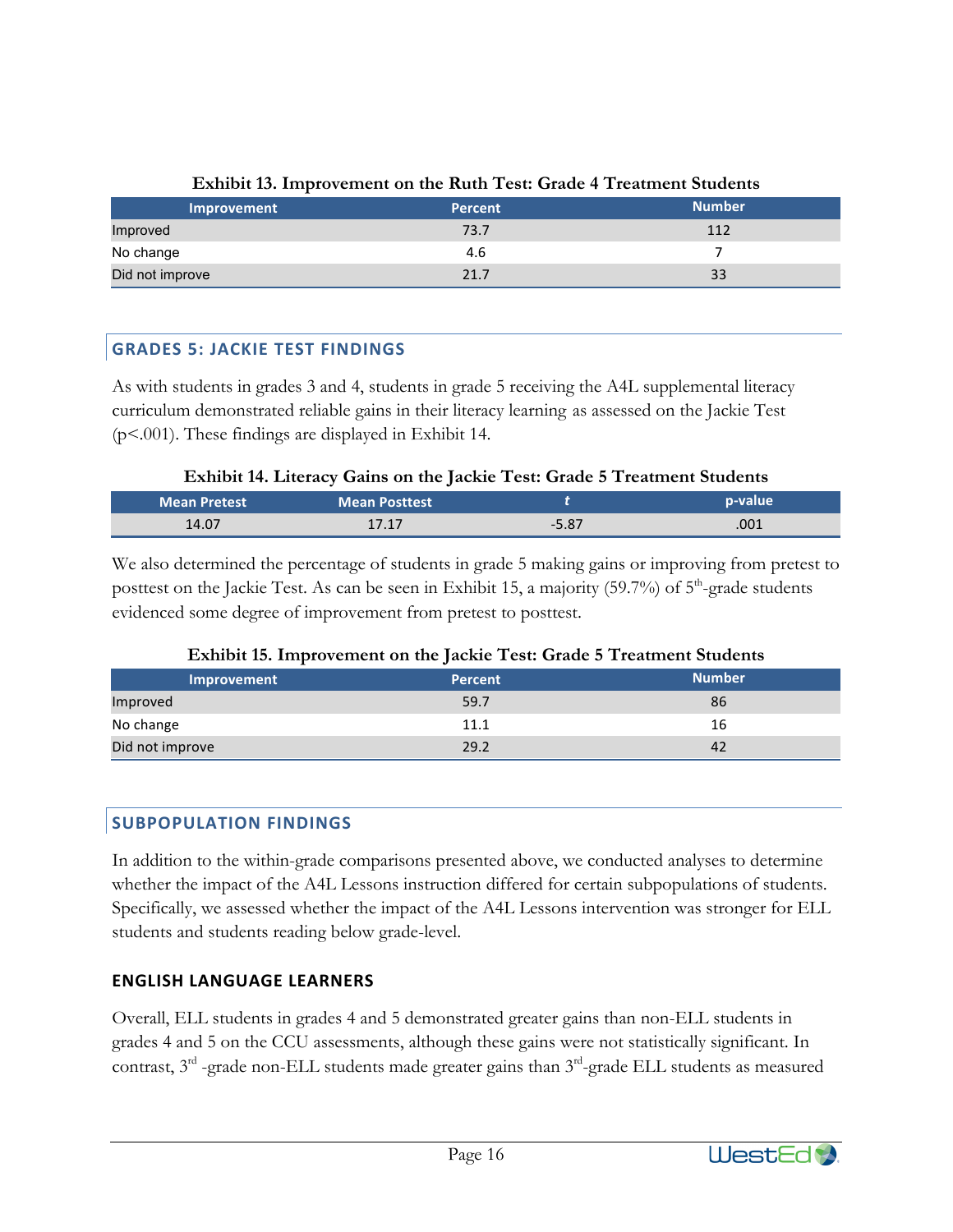**Exhibit 13. Improvement on the Ruth Test: Grade 4 Treatment Students**

| Improvement | Percent | Number |
|---|---|---|
| Improved | 73.7 | 112 |
| No change | 4.6 | 7 |
| Did not improve | 21.7 | 33 |

## GRADES 5: JACKIE TEST FINDINGS

As with students in grades 3 and 4, students in grade 5 receiving the A4L supplemental literacy curriculum demonstrated reliable gains in their literacy learning as assessed on the Jackie Test ($p<.001$). These findings are displayed in Exhibit 14.

**Exhibit 14. Literacy Gains on the Jackie Test: Grade 5 Treatment Students**

| Mean Pretest | Mean Posttest | *t* | p-value |
|---|---|---|---|
| 14.07 | 17.17 | -5.87 | .001 |

We also determined the percentage of students in grade 5 making gains or improving from pretest to posttest on the Jackie Test. As can be seen in Exhibit 15, a majority (59.7%) of 5th-grade students evidenced some degree of improvement from pretest to posttest.

**Exhibit 15. Improvement on the Jackie Test: Grade 5 Treatment Students**

| Improvement | Percent | Number |
|---|---|---|
| Improved | 59.7 | 86 |
| No change | 11.1 | 16 |
| Did not improve | 29.2 | 42 |

## SUBPOPULATION FINDINGS

In addition to the within-grade comparisons presented above, we conducted analyses to determine whether the impact of the A4L Lessons instruction differed for certain subpopulations of students. Specifically, we assessed whether the impact of the A4L Lessons intervention was stronger for ELL students and students reading below grade-level.

### ENGLISH LANGUAGE LEARNERS

Overall, ELL students in grades 4 and 5 demonstrated greater gains than non-ELL students in grades 4 and 5 on the CCU assessments, although these gains were not statistically significant. In contrast, 3rd -grade non-ELL students made greater gains than 3rd-grade ELL students as measured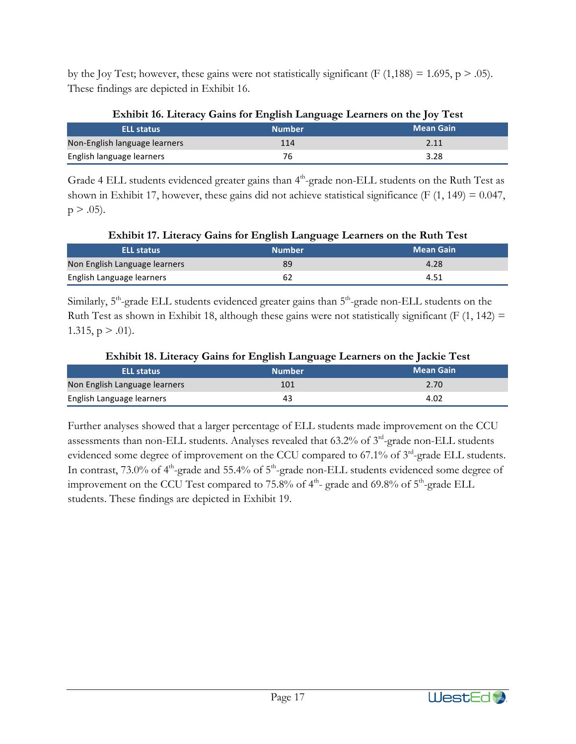by the Joy Test; however, these gains were not statistically significant ($F (1,188) = 1.695, p > .05$). These findings are depicted in Exhibit 16.

**Exhibit 16. Literacy Gains for English Language Learners on the Joy Test**

| ELL status | Number | Mean Gain |
|---|---|---|
| Non-English language learners | 114 | 2.11 |
| English language learners | 76 | 3.28 |

Grade 4 ELL students evidenced greater gains than 4th-grade non-ELL students on the Ruth Test as shown in Exhibit 17, however, these gains did not achieve statistical significance ($F (1, 149) = 0.047, p > .05$).

**Exhibit 17. Literacy Gains for English Language Learners on the Ruth Test**

| ELL status | Number | Mean Gain |
|---|---|---|
| Non English Language learners | 89 | 4.28 |
| English Language learners | 62 | 4.51 |

Similarly, 5th-grade ELL students evidenced greater gains than 5th-grade non-ELL students on the Ruth Test as shown in Exhibit 18, although these gains were not statistically significant ($F (1, 142) = 1.315, p > .01$).

**Exhibit 18. Literacy Gains for English Language Learners on the Jackie Test**

| ELL status | Number | Mean Gain |
|---|---|---|
| Non English Language learners | 101 | 2.70 |
| English Language learners | 43 | 4.02 |

Further analyses showed that a larger percentage of ELL students made improvement on the CCU assessments than non-ELL students. Analyses revealed that 63.2% of 3rd-grade non-ELL students evidenced some degree of improvement on the CCU compared to 67.1% of 3rd-grade ELL students. In contrast, 73.0% of 4th-grade and 55.4% of 5th-grade non-ELL students evidenced some degree of improvement on the CCU Test compared to 75.8% of 4th- grade and 69.8% of 5th-grade ELL students. These findings are depicted in Exhibit 19.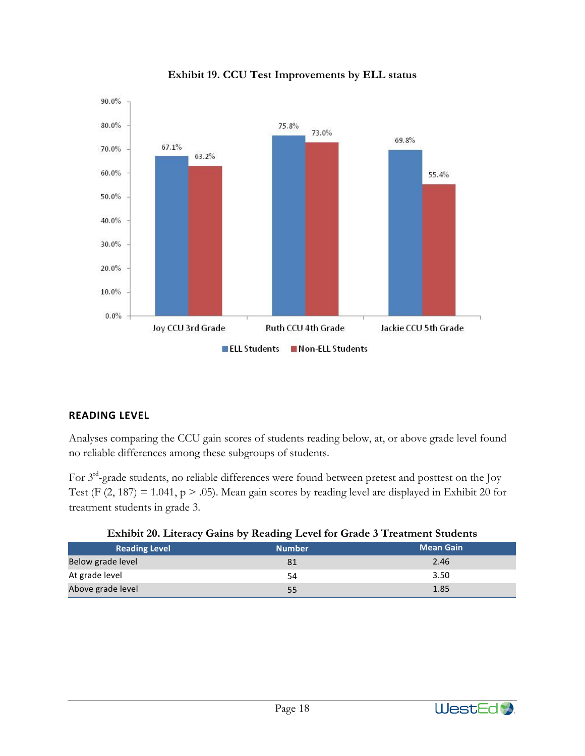**Exhibit 19. CCU Test Improvements by ELL status**

| | ELL Students | Non-ELL Students |
|---|---|---|
| Joy CCU 3rd Grade | 67.1% | 63.2% |
| Ruth CCU 4th Grade | 75.8% | 73.0% |
| Jackie CCU 5th Grade | 69.8% | 55.4% |

## READING LEVEL

Analyses comparing the CCU gain scores of students reading below, at, or above grade level found no reliable differences among these subgroups of students.

For 3rd-grade students, no reliable differences were found between pretest and posttest on the Joy Test ($F(2, 187) = 1.041$, $p > .05$). Mean gain scores by reading level are displayed in Exhibit 20 for treatment students in grade 3.

**Exhibit 20. Literacy Gains by Reading Level for Grade 3 Treatment Students**

| Reading Level | Number | Mean Gain |
|---|---|---|
| Below grade level | 81 | 2.46 |
| At grade level | 54 | 3.50 |
| Above grade level | 55 | 1.85 |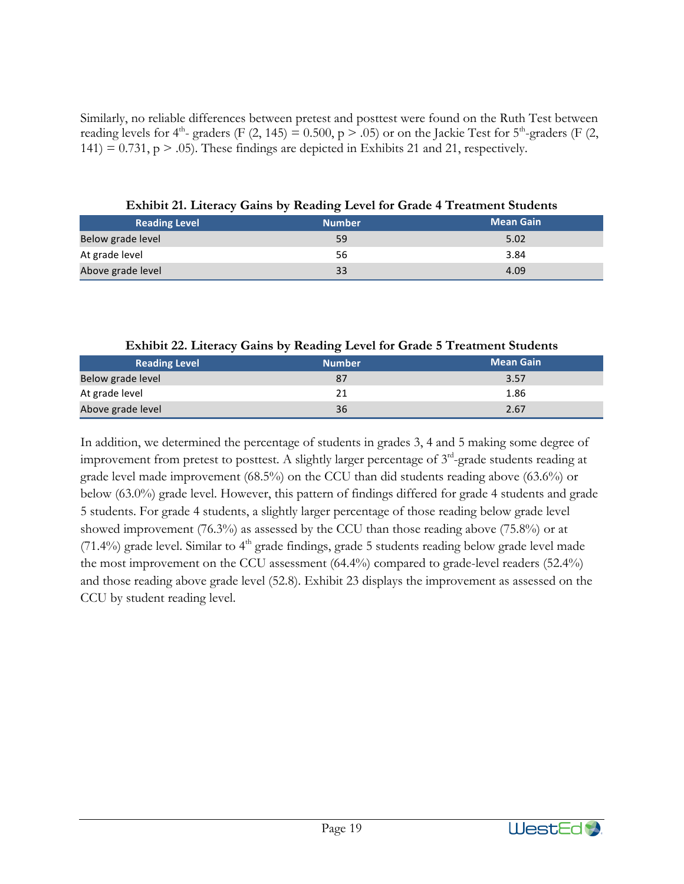Similarly, no reliable differences between pretest and posttest were found on the Ruth Test between reading levels for 4th- graders ($F(2, 145) = 0.500$, $p > .05$) or on the Jackie Test for 5th-graders ($F(2, 141) = 0.731$, $p > .05$). These findings are depicted in Exhibits 21 and 21, respectively.

**Exhibit 21. Literacy Gains by Reading Level for Grade 4 Treatment Students**

| Reading Level | Number | Mean Gain |
|---|---|---|
| Below grade level | 59 | 5.02 |
| At grade level | 56 | 3.84 |
| Above grade level | 33 | 4.09 |

**Exhibit 22. Literacy Gains by Reading Level for Grade 5 Treatment Students**

| Reading Level | Number | Mean Gain |
|---|---|---|
| Below grade level | 87 | 3.57 |
| At grade level | 21 | 1.86 |
| Above grade level | 36 | 2.67 |

In addition, we determined the percentage of students in grades 3, 4 and 5 making some degree of improvement from pretest to posttest. A slightly larger percentage of 3rd-grade students reading at grade level made improvement (68.5%) on the CCU than did students reading above (63.6%) or below (63.0%) grade level. However, this pattern of findings differed for grade 4 students and grade 5 students. For grade 4 students, a slightly larger percentage of those reading below grade level showed improvement (76.3%) as assessed by the CCU than those reading above (75.8%) or at (71.4%) grade level. Similar to 4th grade findings, grade 5 students reading below grade level made the most improvement on the CCU assessment (64.4%) compared to grade-level readers (52.4%) and those reading above grade level (52.8). Exhibit 23 displays the improvement as assessed on the CCU by student reading level.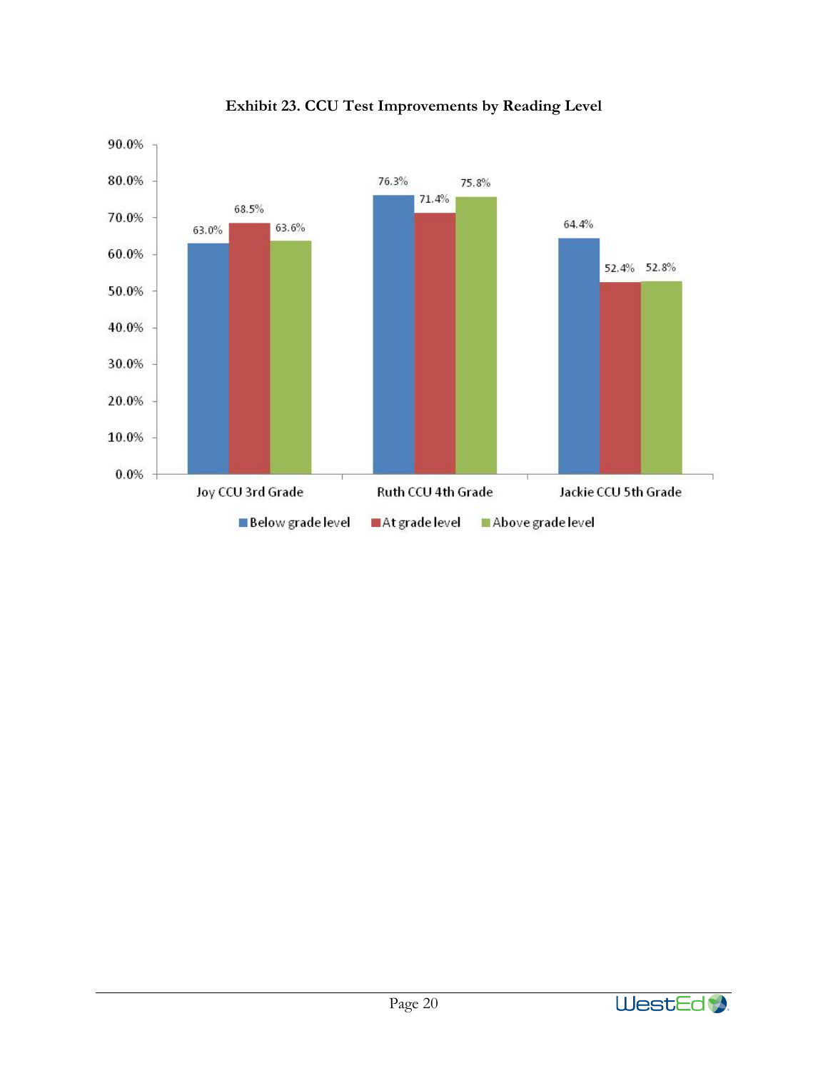**Exhibit 23. CCU Test Improvements by Reading Level**

| | Below grade level | At grade level | Above grade level |
|---|---|---|---|
| Joy CCU 3rd Grade | 63.0% | 68.5% | 63.6% |
| Ruth CCU 4th Grade | 76.3% | 71.4% | 75.8% |
| Jackie CCU 5th Grade | 64.4% | 52.4% | 52.8% |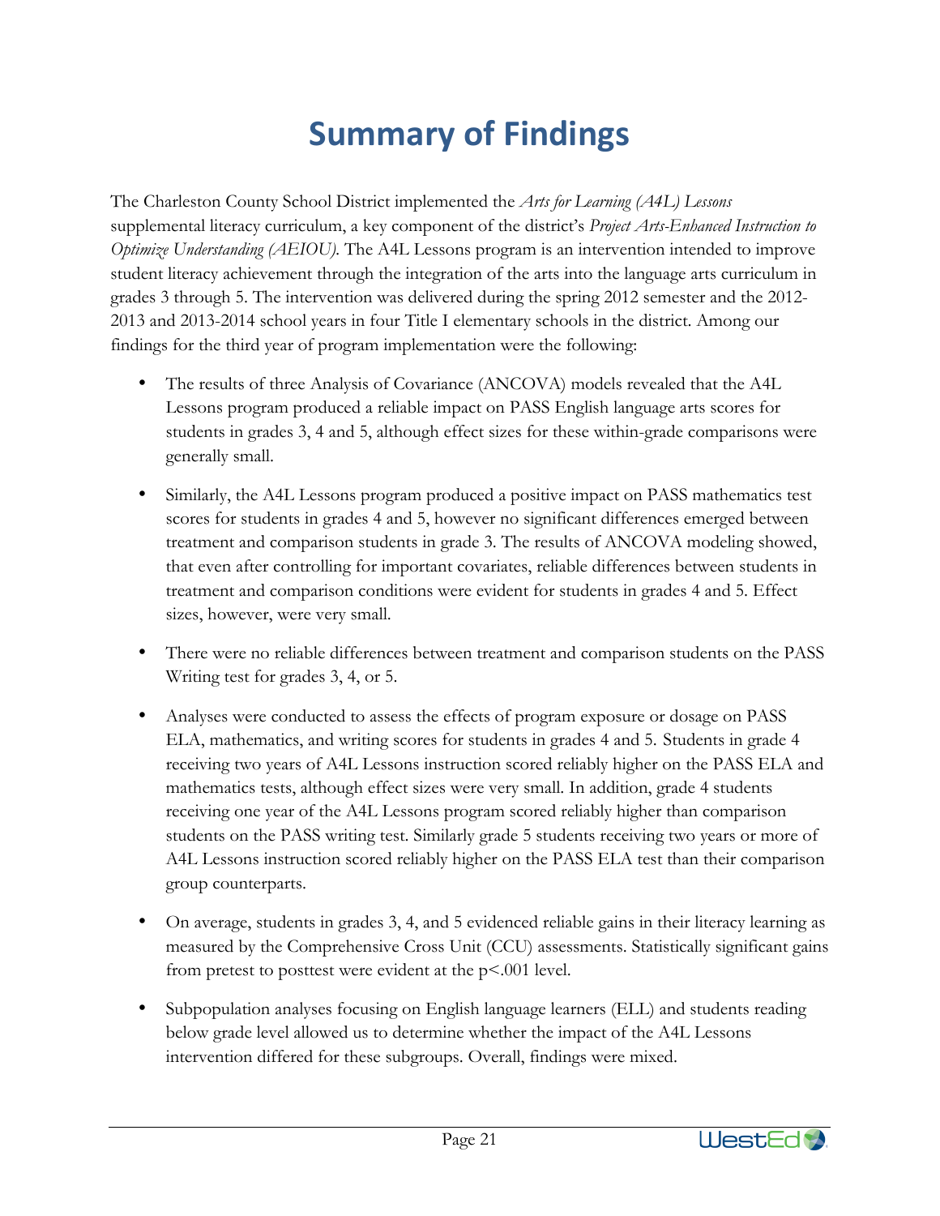# Summary of Findings

The Charleston County School District implemented the *Arts for Learning (A4L) Lessons* supplemental literacy curriculum, a key component of the district's *Project Arts-Enhanced Instruction to Optimize Understanding (AEIOU).* The A4L Lessons program is an intervention intended to improve student literacy achievement through the integration of the arts into the language arts curriculum in grades 3 through 5. The intervention was delivered during the spring 2012 semester and the 2012-2013 and 2013-2014 school years in four Title I elementary schools in the district. Among our findings for the third year of program implementation were the following:

- The results of three Analysis of Covariance (ANCOVA) models revealed that the A4L Lessons program produced a reliable impact on PASS English language arts scores for students in grades 3, 4 and 5, although effect sizes for these within-grade comparisons were generally small.
- Similarly, the A4L Lessons program produced a positive impact on PASS mathematics test scores for students in grades 4 and 5, however no significant differences emerged between treatment and comparison students in grade 3. The results of ANCOVA modeling showed, that even after controlling for important covariates, reliable differences between students in treatment and comparison conditions were evident for students in grades 4 and 5. Effect sizes, however, were very small.
- There were no reliable differences between treatment and comparison students on the PASS Writing test for grades 3, 4, or 5.
- Analyses were conducted to assess the effects of program exposure or dosage on PASS ELA, mathematics, and writing scores for students in grades 4 and 5. Students in grade 4 receiving two years of A4L Lessons instruction scored reliably higher on the PASS ELA and mathematics tests, although effect sizes were very small. In addition, grade 4 students receiving one year of the A4L Lessons program scored reliably higher than comparison students on the PASS writing test. Similarly grade 5 students receiving two years or more of A4L Lessons instruction scored reliably higher on the PASS ELA test than their comparison group counterparts.
- On average, students in grades 3, 4, and 5 evidenced reliable gains in their literacy learning as measured by the Comprehensive Cross Unit (CCU) assessments. Statistically significant gains from pretest to posttest were evident at the $p<.001$ level.
- Subpopulation analyses focusing on English language learners (ELL) and students reading below grade level allowed us to determine whether the impact of the A4L Lessons intervention differed for these subgroups. Overall, findings were mixed.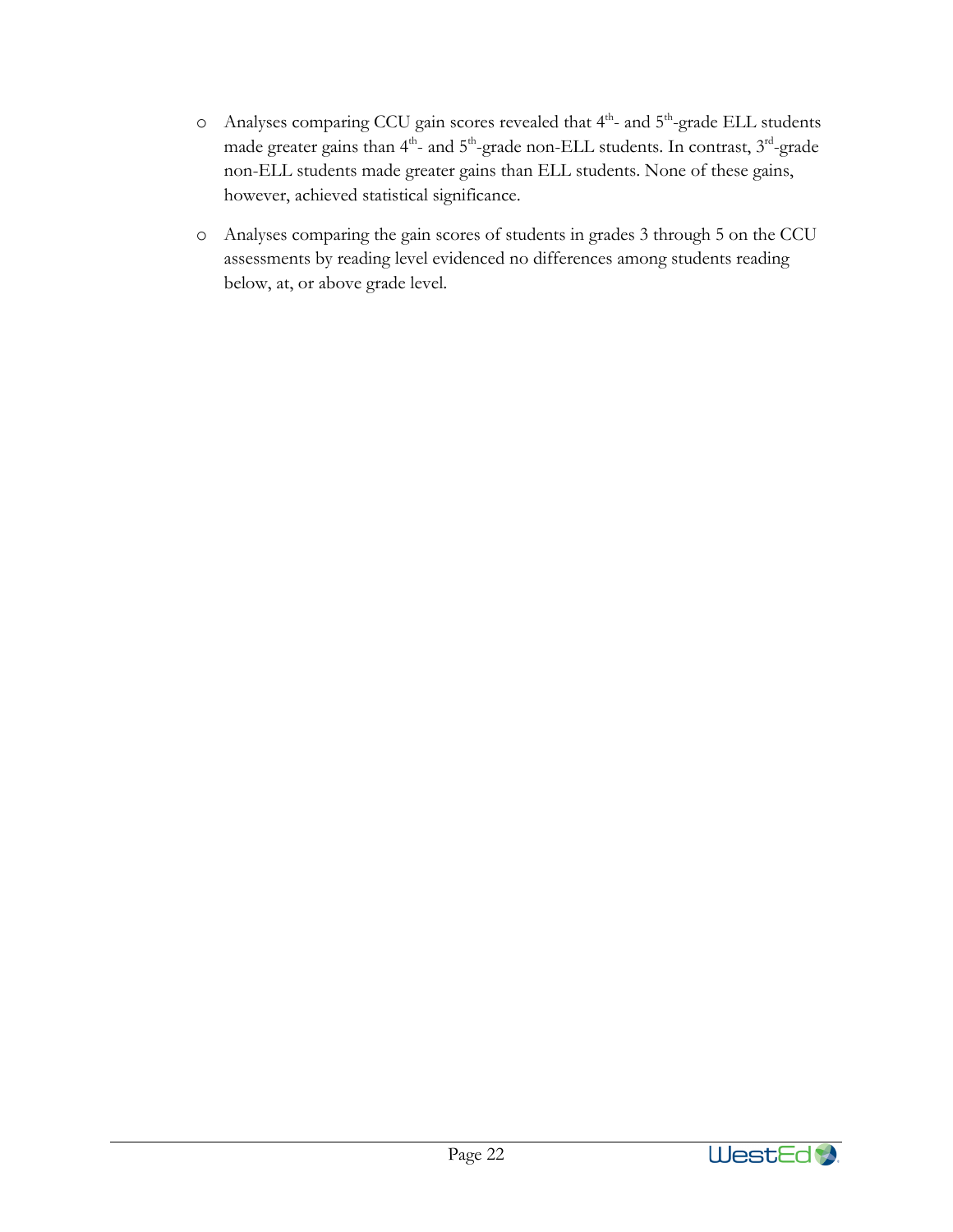- Analyses comparing CCU gain scores revealed that 4th- and 5th-grade ELL students made greater gains than 4th- and 5th-grade non-ELL students. In contrast, 3rd-grade non-ELL students made greater gains than ELL students. None of these gains, however, achieved statistical significance.

- Analyses comparing the gain scores of students in grades 3 through 5 on the CCU assessments by reading level evidenced no differences among students reading below, at, or above grade level.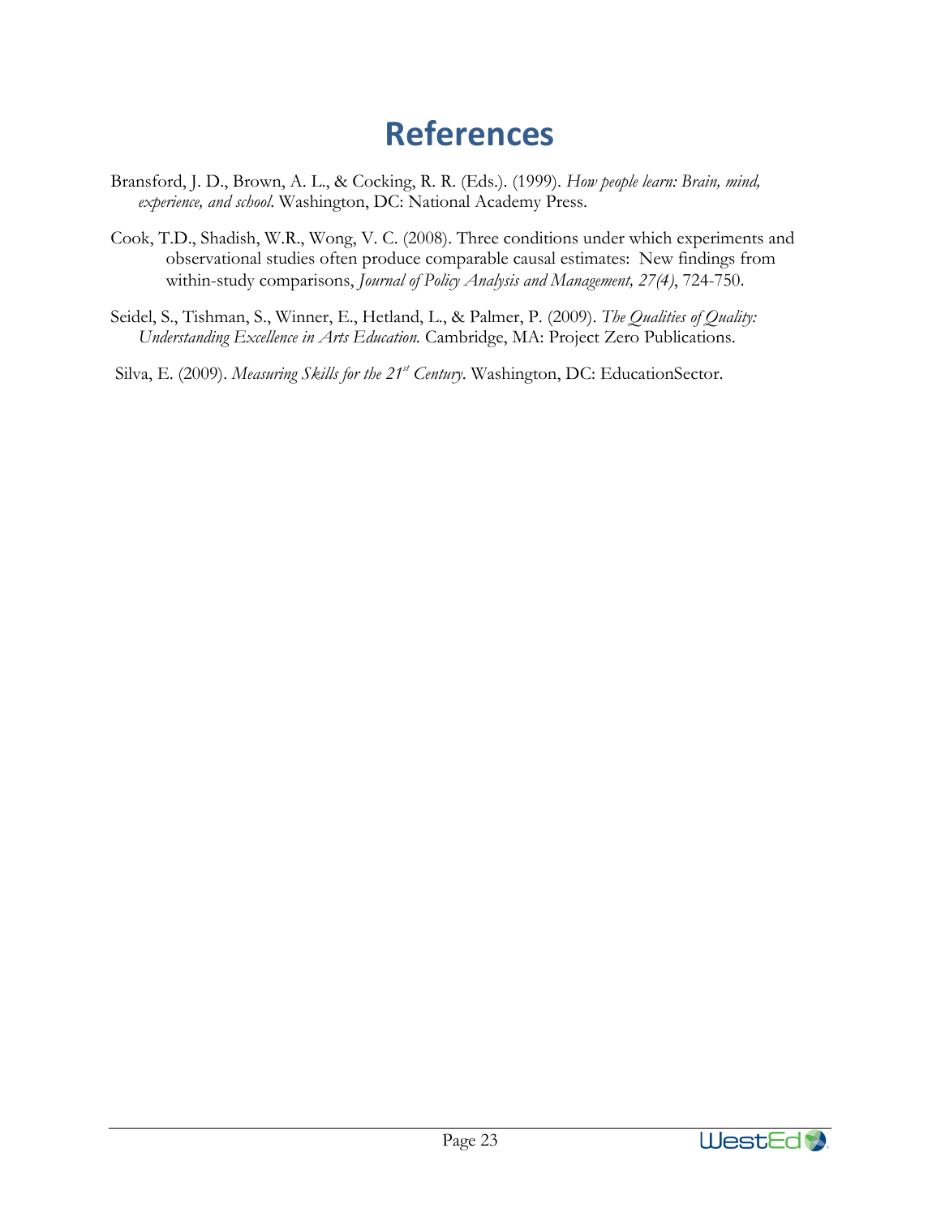# References

Bransford, J. D., Brown, A. L., & Cocking, R. R. (Eds.). (1999). *How people learn: Brain, mind, experience, and school*. Washington, DC: National Academy Press.

Cook, T.D., Shadish, W.R., Wong, V. C. (2008). Three conditions under which experiments and observational studies often produce comparable causal estimates: New findings from within-study comparisons, *Journal of Policy Analysis and Management, 27(4)*, 724-750.

Seidel, S., Tishman, S., Winner, E., Hetland, L., & Palmer, P. (2009). *The Qualities of Quality: Understanding Excellence in Arts Education.* Cambridge, MA: Project Zero Publications.

Silva, E. (2009). *Measuring Skills for the 21st Century*. Washington, DC: EducationSector.